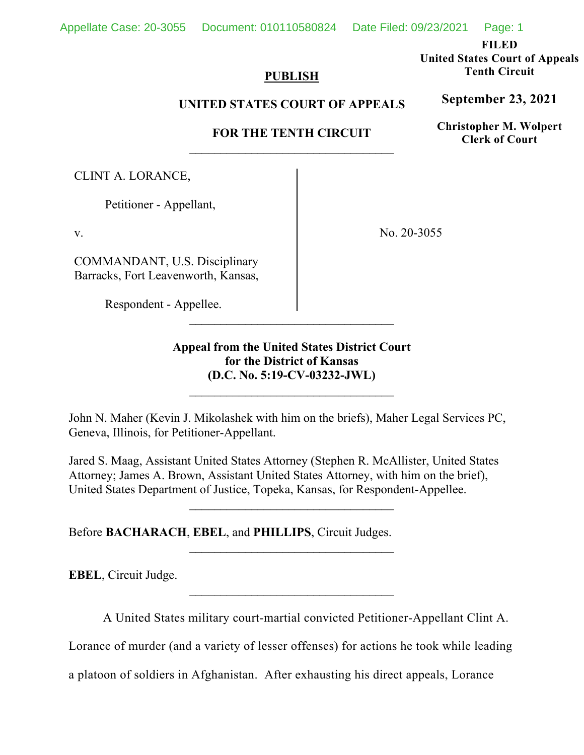**PUBLISH**

**UNITED STATES COURT OF APPEALS**

**FOR THE TENTH CIRCUIT**

**FILED**
**United States Court of Appeals**
**Tenth Circuit**

**September 23, 2021**

**Christopher M. Wolpert**
**Clerk of Court**

---

CLINT A. LORANCE,

Petitioner - Appellant,

v.

COMMANDANT, U.S. Disciplinary Barracks, Fort Leavenworth, Kansas,

Respondent - Appellee.

No. 20-3055

---

**Appeal from the United States District Court for the District of Kansas (D.C. No. 5:19-CV-03232-JWL)**

---

John N. Maher (Kevin J. Mikolashek with him on the briefs), Maher Legal Services PC, Geneva, Illinois, for Petitioner-Appellant.

Jared S. Maag, Assistant United States Attorney (Stephen R. McAllister, United States Attorney; James A. Brown, Assistant United States Attorney, with him on the brief), United States Department of Justice, Topeka, Kansas, for Respondent-Appellee.

---

Before **BACHARACH**, **EBEL**, and **PHILLIPS**, Circuit Judges.

---

**EBEL**, Circuit Judge.

---

A United States military court-martial convicted Petitioner-Appellant Clint A. Lorance of murder (and a variety of lesser offenses) for actions he took while leading a platoon of soldiers in Afghanistan. After exhausting his direct appeals, Lorance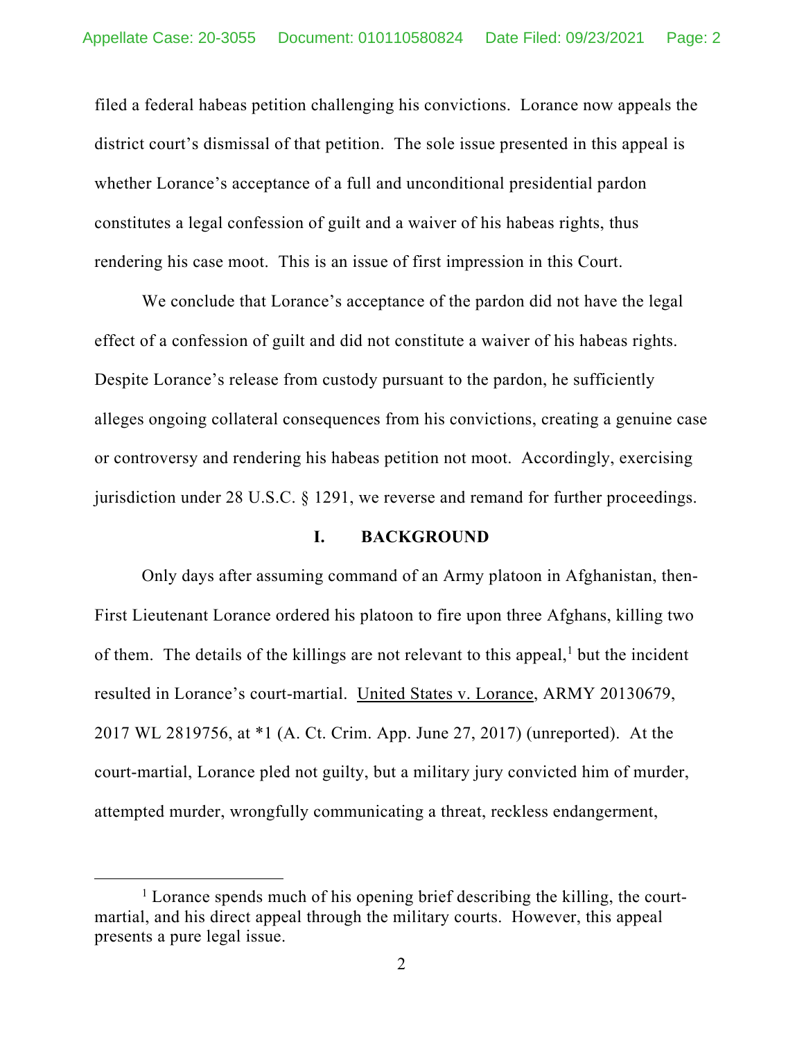filed a federal habeas petition challenging his convictions. Lorance now appeals the district court's dismissal of that petition. The sole issue presented in this appeal is whether Lorance's acceptance of a full and unconditional presidential pardon constitutes a legal confession of guilt and a waiver of his habeas rights, thus rendering his case moot. This is an issue of first impression in this Court.

We conclude that Lorance's acceptance of the pardon did not have the legal effect of a confession of guilt and did not constitute a waiver of his habeas rights. Despite Lorance's release from custody pursuant to the pardon, he sufficiently alleges ongoing collateral consequences from his convictions, creating a genuine case or controversy and rendering his habeas petition not moot. Accordingly, exercising jurisdiction under 28 U.S.C. § 1291, we reverse and remand for further proceedings.

## I. BACKGROUND

Only days after assuming command of an Army platoon in Afghanistan, then-First Lieutenant Lorance ordered his platoon to fire upon three Afghans, killing two of them. The details of the killings are not relevant to this appeal,[1] but the incident resulted in Lorance's court-martial. United States v. Lorance, ARMY 20130679, 2017 WL 2819756, at *1 (A. Ct. Crim. App. June 27, 2017) (unreported). At the court-martial, Lorance pled not guilty, but a military jury convicted him of murder, attempted murder, wrongfully communicating a threat, reckless endangerment,

[1] Lorance spends much of his opening brief describing the killing, the court-martial, and his direct appeal through the military courts. However, this appeal presents a pure legal issue.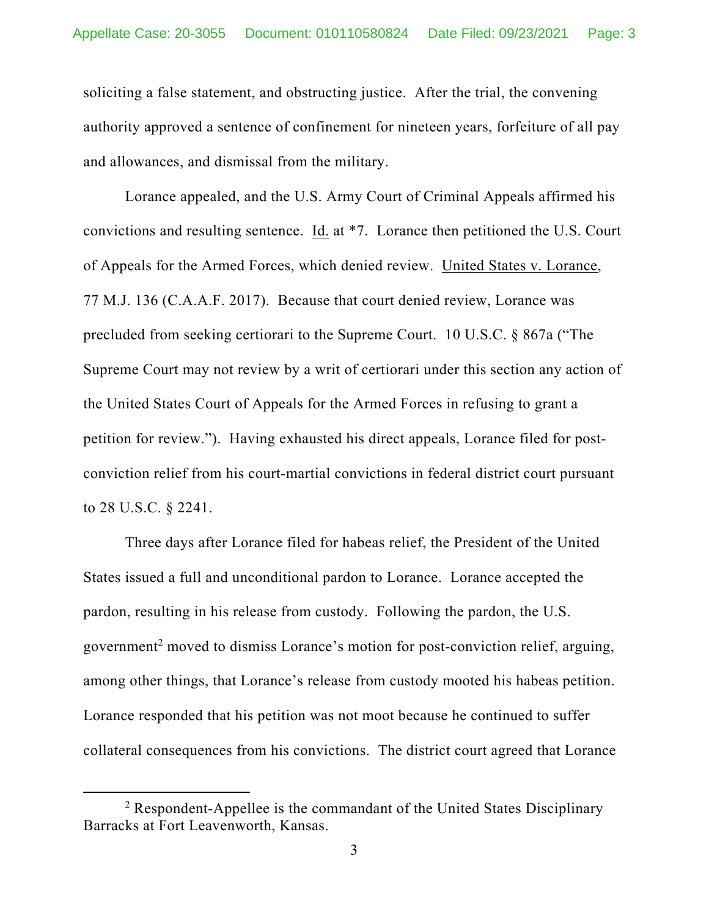soliciting a false statement, and obstructing justice. After the trial, the convening authority approved a sentence of confinement for nineteen years, forfeiture of all pay and allowances, and dismissal from the military.

Lorance appealed, and the U.S. Army Court of Criminal Appeals affirmed his convictions and resulting sentence. Id. at *7. Lorance then petitioned the U.S. Court of Appeals for the Armed Forces, which denied review. United States v. Lorance, 77 M.J. 136 (C.A.A.F. 2017). Because that court denied review, Lorance was precluded from seeking certiorari to the Supreme Court. 10 U.S.C. § 867a ("The Supreme Court may not review by a writ of certiorari under this section any action of the United States Court of Appeals for the Armed Forces in refusing to grant a petition for review."). Having exhausted his direct appeals, Lorance filed for post-conviction relief from his court-martial convictions in federal district court pursuant to 28 U.S.C. § 2241.

Three days after Lorance filed for habeas relief, the President of the United States issued a full and unconditional pardon to Lorance. Lorance accepted the pardon, resulting in his release from custody. Following the pardon, the U.S. government[2] moved to dismiss Lorance's motion for post-conviction relief, arguing, among other things, that Lorance's release from custody mooted his habeas petition. Lorance responded that his petition was not moot because he continued to suffer collateral consequences from his convictions. The district court agreed that Lorance

[2] Respondent-Appellee is the commandant of the United States Disciplinary Barracks at Fort Leavenworth, Kansas.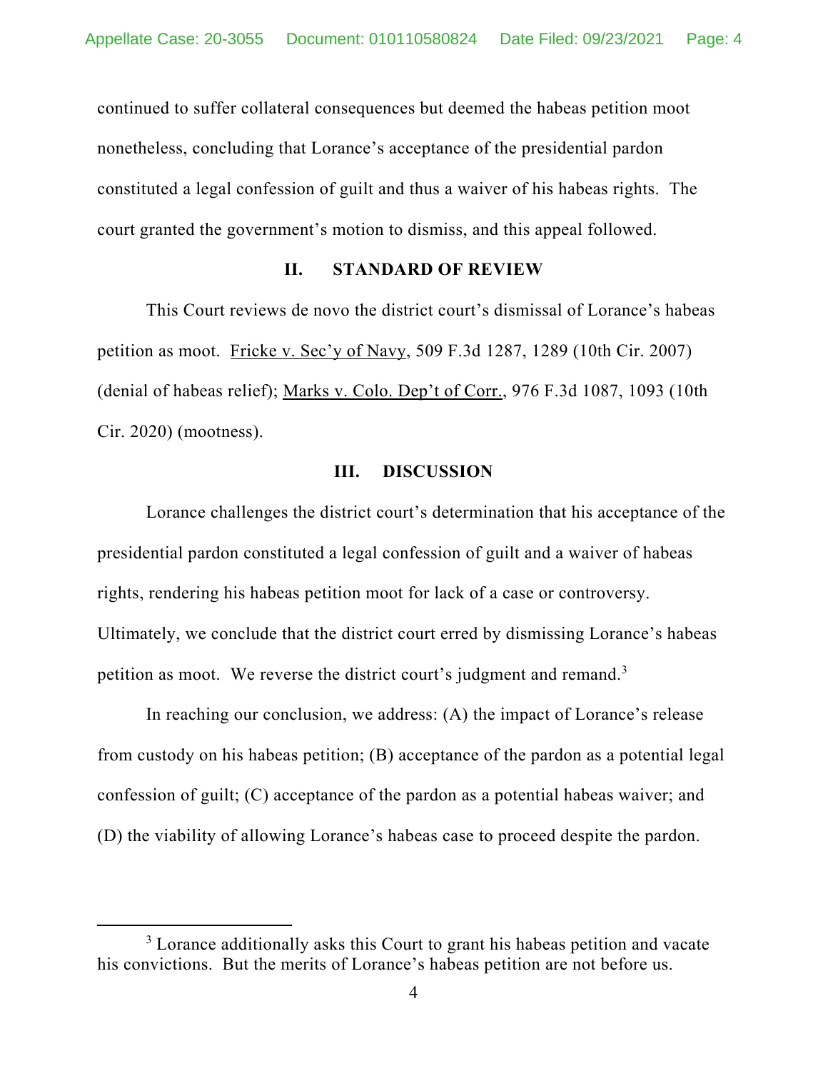continued to suffer collateral consequences but deemed the habeas petition moot nonetheless, concluding that Lorance's acceptance of the presidential pardon constituted a legal confession of guilt and thus a waiver of his habeas rights. The court granted the government's motion to dismiss, and this appeal followed.

## II. STANDARD OF REVIEW

This Court reviews de novo the district court's dismissal of Lorance's habeas petition as moot. Fricke v. Sec'y of Navy, 509 F.3d 1287, 1289 (10th Cir. 2007) (denial of habeas relief); Marks v. Colo. Dep't of Corr., 976 F.3d 1087, 1093 (10th Cir. 2020) (mootness).

## III. DISCUSSION

Lorance challenges the district court's determination that his acceptance of the presidential pardon constituted a legal confession of guilt and a waiver of habeas rights, rendering his habeas petition moot for lack of a case or controversy. Ultimately, we conclude that the district court erred by dismissing Lorance's habeas petition as moot. We reverse the district court's judgment and remand.[3]

In reaching our conclusion, we address: (A) the impact of Lorance's release from custody on his habeas petition; (B) acceptance of the pardon as a potential legal confession of guilt; (C) acceptance of the pardon as a potential habeas waiver; and (D) the viability of allowing Lorance's habeas case to proceed despite the pardon.

---

[3] Lorance additionally asks this Court to grant his habeas petition and vacate his convictions. But the merits of Lorance's habeas petition are not before us.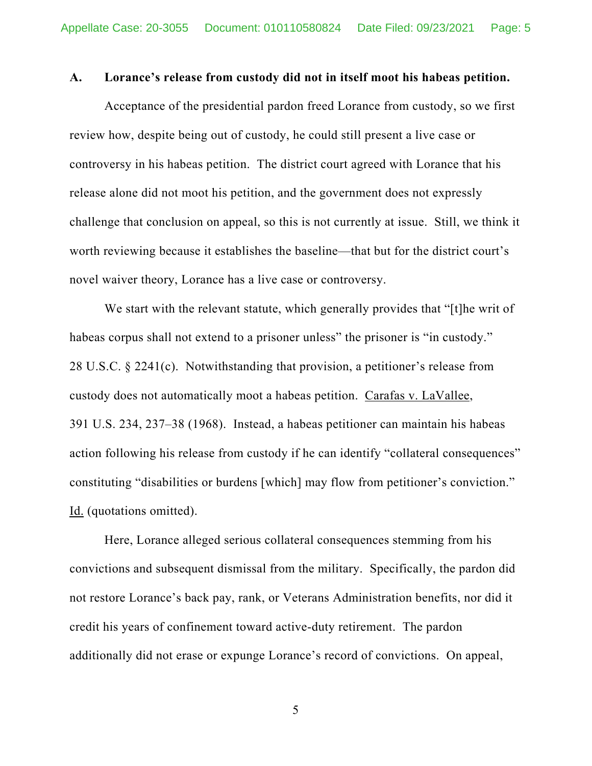### A. Lorance's release from custody did not in itself moot his habeas petition.

Acceptance of the presidential pardon freed Lorance from custody, so we first review how, despite being out of custody, he could still present a live case or controversy in his habeas petition. The district court agreed with Lorance that his release alone did not moot his petition, and the government does not expressly challenge that conclusion on appeal, so this is not currently at issue. Still, we think it worth reviewing because it establishes the baseline—that but for the district court's novel waiver theory, Lorance has a live case or controversy.

We start with the relevant statute, which generally provides that "[t]he writ of habeas corpus shall not extend to a prisoner unless" the prisoner is "in custody." 28 U.S.C. § 2241(c). Notwithstanding that provision, a petitioner's release from custody does not automatically moot a habeas petition. Carafas v. LaVallee, 391 U.S. 234, 237–38 (1968). Instead, a habeas petitioner can maintain his habeas action following his release from custody if he can identify "collateral consequences" constituting "disabilities or burdens [which] may flow from petitioner's conviction." Id. (quotations omitted).

Here, Lorance alleged serious collateral consequences stemming from his convictions and subsequent dismissal from the military. Specifically, the pardon did not restore Lorance's back pay, rank, or Veterans Administration benefits, nor did it credit his years of confinement toward active-duty retirement. The pardon additionally did not erase or expunge Lorance's record of convictions. On appeal,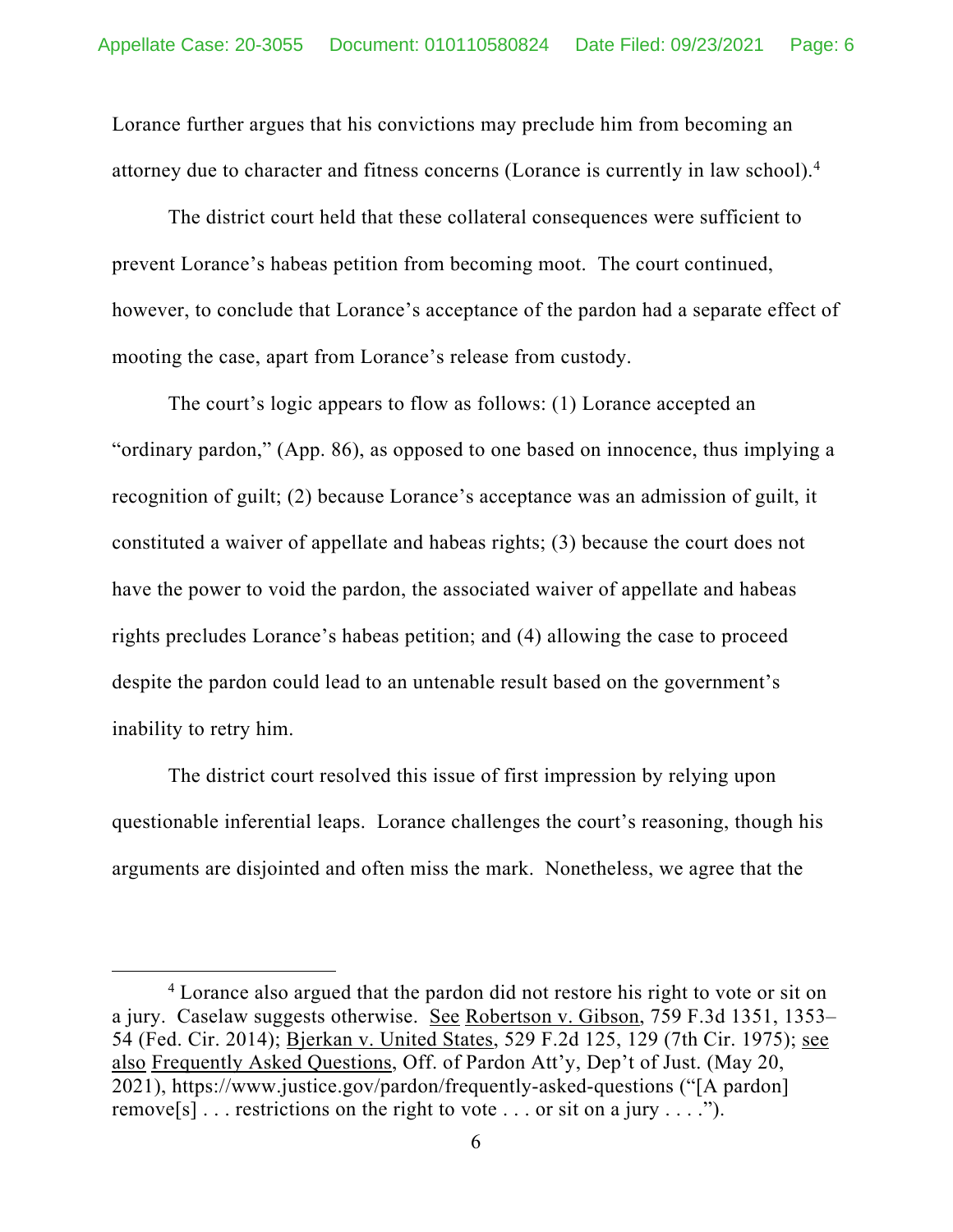Lorance further argues that his convictions may preclude him from becoming an attorney due to character and fitness concerns (Lorance is currently in law school).[4]

The district court held that these collateral consequences were sufficient to prevent Lorance's habeas petition from becoming moot. The court continued, however, to conclude that Lorance's acceptance of the pardon had a separate effect of mooting the case, apart from Lorance's release from custody.

The court's logic appears to flow as follows: (1) Lorance accepted an "ordinary pardon," (App. 86), as opposed to one based on innocence, thus implying a recognition of guilt; (2) because Lorance's acceptance was an admission of guilt, it constituted a waiver of appellate and habeas rights; (3) because the court does not have the power to void the pardon, the associated waiver of appellate and habeas rights precludes Lorance's habeas petition; and (4) allowing the case to proceed despite the pardon could lead to an untenable result based on the government's inability to retry him.

The district court resolved this issue of first impression by relying upon questionable inferential leaps. Lorance challenges the court's reasoning, though his arguments are disjointed and often miss the mark. Nonetheless, we agree that the

---

[4] Lorance also argued that the pardon did not restore his right to vote or sit on a jury. Caselaw suggests otherwise. See Robertson v. Gibson, 759 F.3d 1351, 1353–54 (Fed. Cir. 2014); Bjerkan v. United States, 529 F.2d 125, 129 (7th Cir. 1975); see also Frequently Asked Questions, Off. of Pardon Att'y, Dep't of Just. (May 20, 2021), https://www.justice.gov/pardon/frequently-asked-questions ("[A pardon] remove[s] . . . restrictions on the right to vote . . . or sit on a jury . . . .").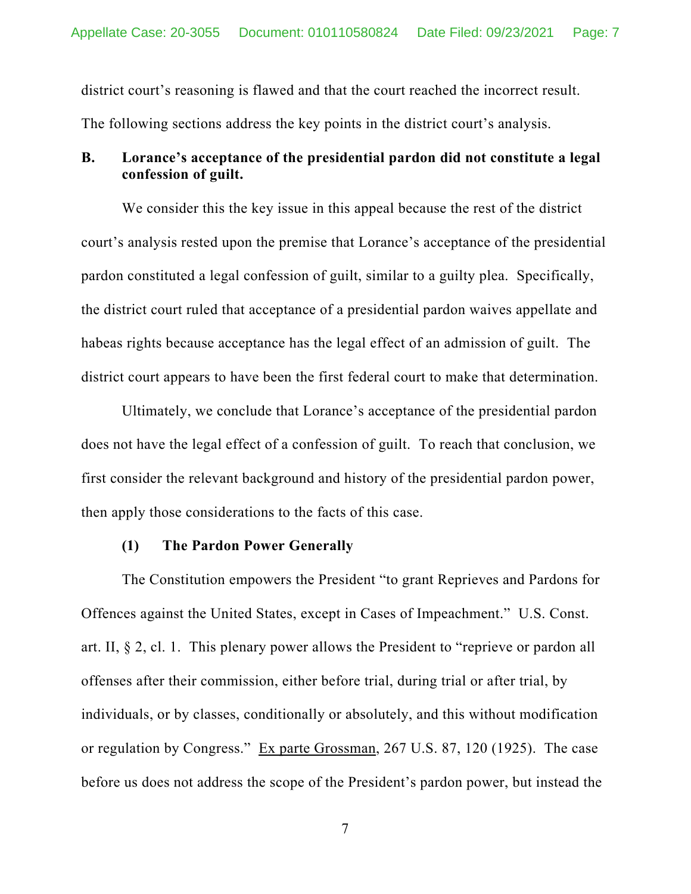district court's reasoning is flawed and that the court reached the incorrect result. The following sections address the key points in the district court's analysis.

### B. Lorance's acceptance of the presidential pardon did not constitute a legal confession of guilt.

We consider this the key issue in this appeal because the rest of the district court's analysis rested upon the premise that Lorance's acceptance of the presidential pardon constituted a legal confession of guilt, similar to a guilty plea. Specifically, the district court ruled that acceptance of a presidential pardon waives appellate and habeas rights because acceptance has the legal effect of an admission of guilt. The district court appears to have been the first federal court to make that determination.

Ultimately, we conclude that Lorance's acceptance of the presidential pardon does not have the legal effect of a confession of guilt. To reach that conclusion, we first consider the relevant background and history of the presidential pardon power, then apply those considerations to the facts of this case.

#### (1) The Pardon Power Generally

The Constitution empowers the President "to grant Reprieves and Pardons for Offences against the United States, except in Cases of Impeachment." U.S. Const. art. II, § 2, cl. 1. This plenary power allows the President to "reprieve or pardon all offenses after their commission, either before trial, during trial or after trial, by individuals, or by classes, conditionally or absolutely, and this without modification or regulation by Congress." Ex parte Grossman, 267 U.S. 87, 120 (1925). The case before us does not address the scope of the President's pardon power, but instead the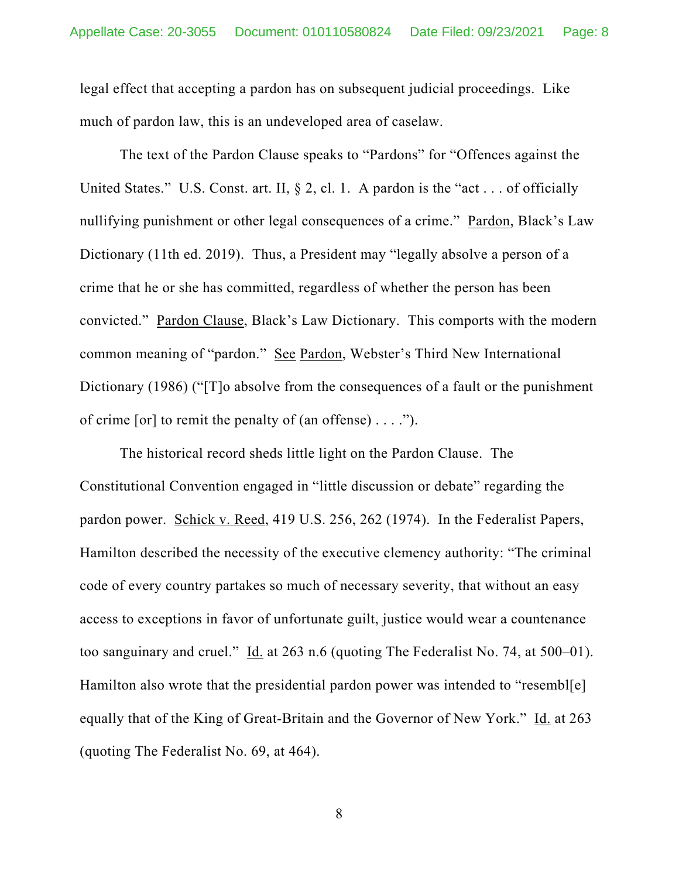legal effect that accepting a pardon has on subsequent judicial proceedings. Like much of pardon law, this is an undeveloped area of caselaw.

The text of the Pardon Clause speaks to "Pardons" for "Offences against the United States." U.S. Const. art. II, § 2, cl. 1. A pardon is the "act . . . of officially nullifying punishment or other legal consequences of a crime." Pardon, Black's Law Dictionary (11th ed. 2019). Thus, a President may "legally absolve a person of a crime that he or she has committed, regardless of whether the person has been convicted." Pardon Clause, Black's Law Dictionary. This comports with the modern common meaning of "pardon." See Pardon, Webster's Third New International Dictionary (1986) ("[T]o absolve from the consequences of a fault or the punishment of crime [or] to remit the penalty of (an offense) . . . .").

The historical record sheds little light on the Pardon Clause. The Constitutional Convention engaged in "little discussion or debate" regarding the pardon power. Schick v. Reed, 419 U.S. 256, 262 (1974). In the Federalist Papers, Hamilton described the necessity of the executive clemency authority: "The criminal code of every country partakes so much of necessary severity, that without an easy access to exceptions in favor of unfortunate guilt, justice would wear a countenance too sanguinary and cruel." Id. at 263 n.6 (quoting The Federalist No. 74, at 500–01). Hamilton also wrote that the presidential pardon power was intended to "resembl[e] equally that of the King of Great-Britain and the Governor of New York." Id. at 263 (quoting The Federalist No. 69, at 464).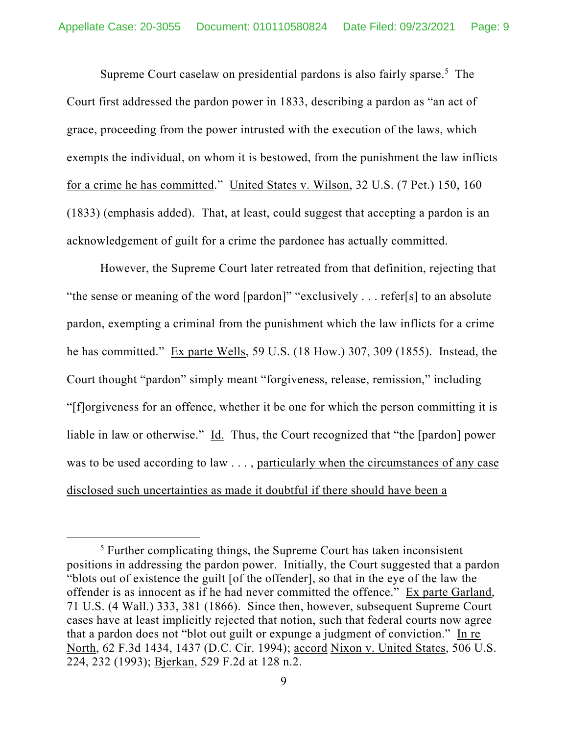Supreme Court caselaw on presidential pardons is also fairly sparse.[5] The Court first addressed the pardon power in 1833, describing a pardon as "an act of grace, proceeding from the power intrusted with the execution of the laws, which exempts the individual, on whom it is bestowed, from the punishment the law inflicts <u>for a crime he has committed</u>." <u>United States v. Wilson</u>, 32 U.S. (7 Pet.) 150, 160 (1833) (emphasis added). That, at least, could suggest that accepting a pardon is an acknowledgement of guilt for a crime the pardonee has actually committed.

However, the Supreme Court later retreated from that definition, rejecting that "the sense or meaning of the word [pardon]" "exclusively . . . refer[s] to an absolute pardon, exempting a criminal from the punishment which the law inflicts for a crime he has committed." <u>Ex parte Wells</u>, 59 U.S. (18 How.) 307, 309 (1855). Instead, the Court thought "pardon" simply meant "forgiveness, release, remission," including "[f]orgiveness for an offence, whether it be one for which the person committing it is liable in law or otherwise." <u>Id.</u> Thus, the Court recognized that "the [pardon] power was to be used according to law . . . , <u>particularly when the circumstances of any case disclosed such uncertainties as made it doubtful if there should have been a</u>

[5] Further complicating things, the Supreme Court has taken inconsistent positions in addressing the pardon power. Initially, the Court suggested that a pardon "blots out of existence the guilt [of the offender], so that in the eye of the law the offender is as innocent as if he had never committed the offence." <u>Ex parte Garland</u>, 71 U.S. (4 Wall.) 333, 381 (1866). Since then, however, subsequent Supreme Court cases have at least implicitly rejected that notion, such that federal courts now agree that a pardon does not "blot out guilt or expunge a judgment of conviction." <u>In re North</u>, 62 F.3d 1434, 1437 (D.C. Cir. 1994); <u>accord</u> <u>Nixon v. United States</u>, 506 U.S. 224, 232 (1993); <u>Bjerkan</u>, 529 F.2d at 128 n.2.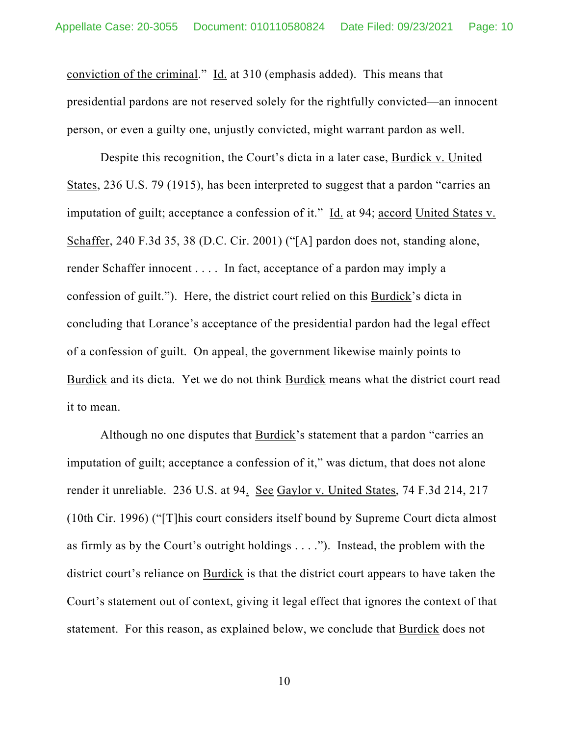conviction of the criminal." Id. at 310 (emphasis added). This means that presidential pardons are not reserved solely for the rightfully convicted—an innocent person, or even a guilty one, unjustly convicted, might warrant pardon as well.

Despite this recognition, the Court's dicta in a later case, Burdick v. United States, 236 U.S. 79 (1915), has been interpreted to suggest that a pardon "carries an imputation of guilt; acceptance a confession of it." Id. at 94; accord United States v. Schaffer, 240 F.3d 35, 38 (D.C. Cir. 2001) ("[A] pardon does not, standing alone, render Schaffer innocent . . . . In fact, acceptance of a pardon may imply a confession of guilt."). Here, the district court relied on this Burdick's dicta in concluding that Lorance's acceptance of the presidential pardon had the legal effect of a confession of guilt. On appeal, the government likewise mainly points to Burdick and its dicta. Yet we do not think Burdick means what the district court read it to mean.

Although no one disputes that Burdick's statement that a pardon "carries an imputation of guilt; acceptance a confession of it," was dictum, that does not alone render it unreliable. 236 U.S. at 94. See Gaylor v. United States, 74 F.3d 214, 217 (10th Cir. 1996) ("[T]his court considers itself bound by Supreme Court dicta almost as firmly as by the Court's outright holdings . . . ."). Instead, the problem with the district court's reliance on Burdick is that the district court appears to have taken the Court's statement out of context, giving it legal effect that ignores the context of that statement. For this reason, as explained below, we conclude that Burdick does not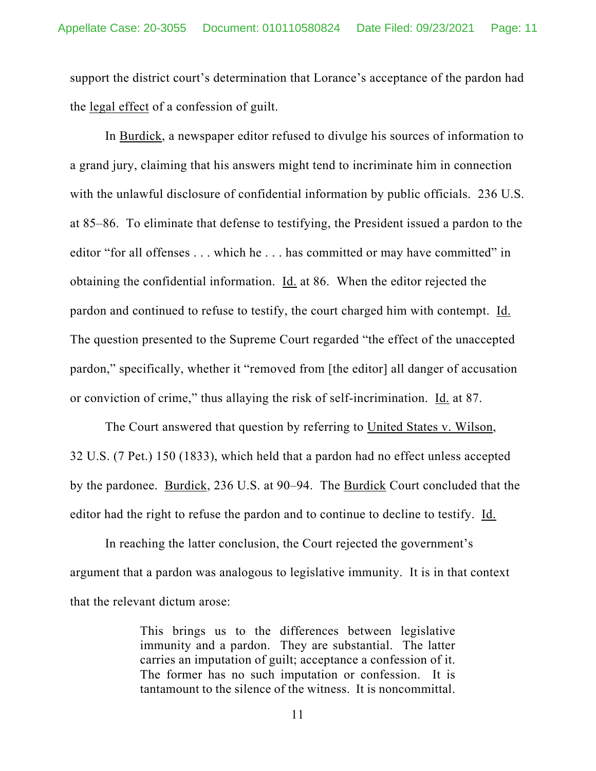support the district court's determination that Lorance's acceptance of the pardon had the legal effect of a confession of guilt.

In Burdick, a newspaper editor refused to divulge his sources of information to a grand jury, claiming that his answers might tend to incriminate him in connection with the unlawful disclosure of confidential information by public officials. 236 U.S. at 85–86. To eliminate that defense to testifying, the President issued a pardon to the editor "for all offenses . . . which he . . . has committed or may have committed" in obtaining the confidential information. Id. at 86. When the editor rejected the pardon and continued to refuse to testify, the court charged him with contempt. Id. The question presented to the Supreme Court regarded "the effect of the unaccepted pardon," specifically, whether it "removed from [the editor] all danger of accusation or conviction of crime," thus allaying the risk of self-incrimination. Id. at 87.

The Court answered that question by referring to United States v. Wilson, 32 U.S. (7 Pet.) 150 (1833), which held that a pardon had no effect unless accepted by the pardonee. Burdick, 236 U.S. at 90–94. The Burdick Court concluded that the editor had the right to refuse the pardon and to continue to decline to testify. Id.

In reaching the latter conclusion, the Court rejected the government's argument that a pardon was analogous to legislative immunity. It is in that context that the relevant dictum arose:

> This brings us to the differences between legislative immunity and a pardon. They are substantial. The latter carries an imputation of guilt; acceptance a confession of it. The former has no such imputation or confession. It is tantamount to the silence of the witness. It is noncommittal.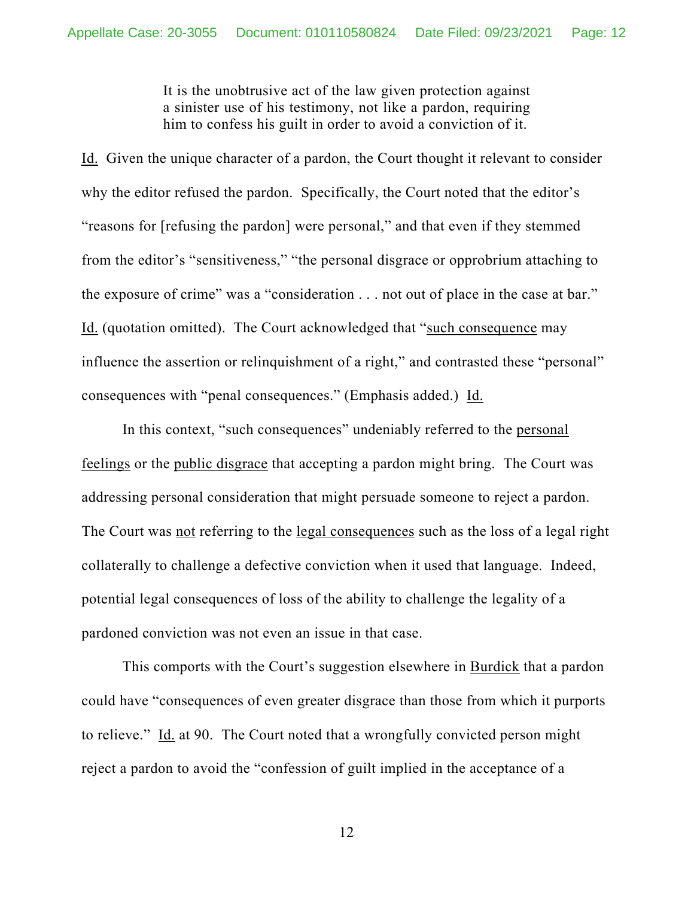> It is the unobtrusive act of the law given protection against a sinister use of his testimony, not like a pardon, requiring him to confess his guilt in order to avoid a conviction of it.

Id. Given the unique character of a pardon, the Court thought it relevant to consider why the editor refused the pardon. Specifically, the Court noted that the editor's "reasons for [refusing the pardon] were personal," and that even if they stemmed from the editor's "sensitiveness," "the personal disgrace or opprobrium attaching to the exposure of crime" was a "consideration . . . not out of place in the case at bar." Id. (quotation omitted). The Court acknowledged that "such consequence may influence the assertion or relinquishment of a right," and contrasted these "personal" consequences with "penal consequences." (Emphasis added.) Id.

In this context, "such consequences" undeniably referred to the personal feelings or the public disgrace that accepting a pardon might bring. The Court was addressing personal consideration that might persuade someone to reject a pardon. The Court was not referring to the legal consequences such as the loss of a legal right collaterally to challenge a defective conviction when it used that language. Indeed, potential legal consequences of loss of the ability to challenge the legality of a pardoned conviction was not even an issue in that case.

This comports with the Court's suggestion elsewhere in Burdick that a pardon could have "consequences of even greater disgrace than those from which it purports to relieve." Id. at 90. The Court noted that a wrongfully convicted person might reject a pardon to avoid the "confession of guilt implied in the acceptance of a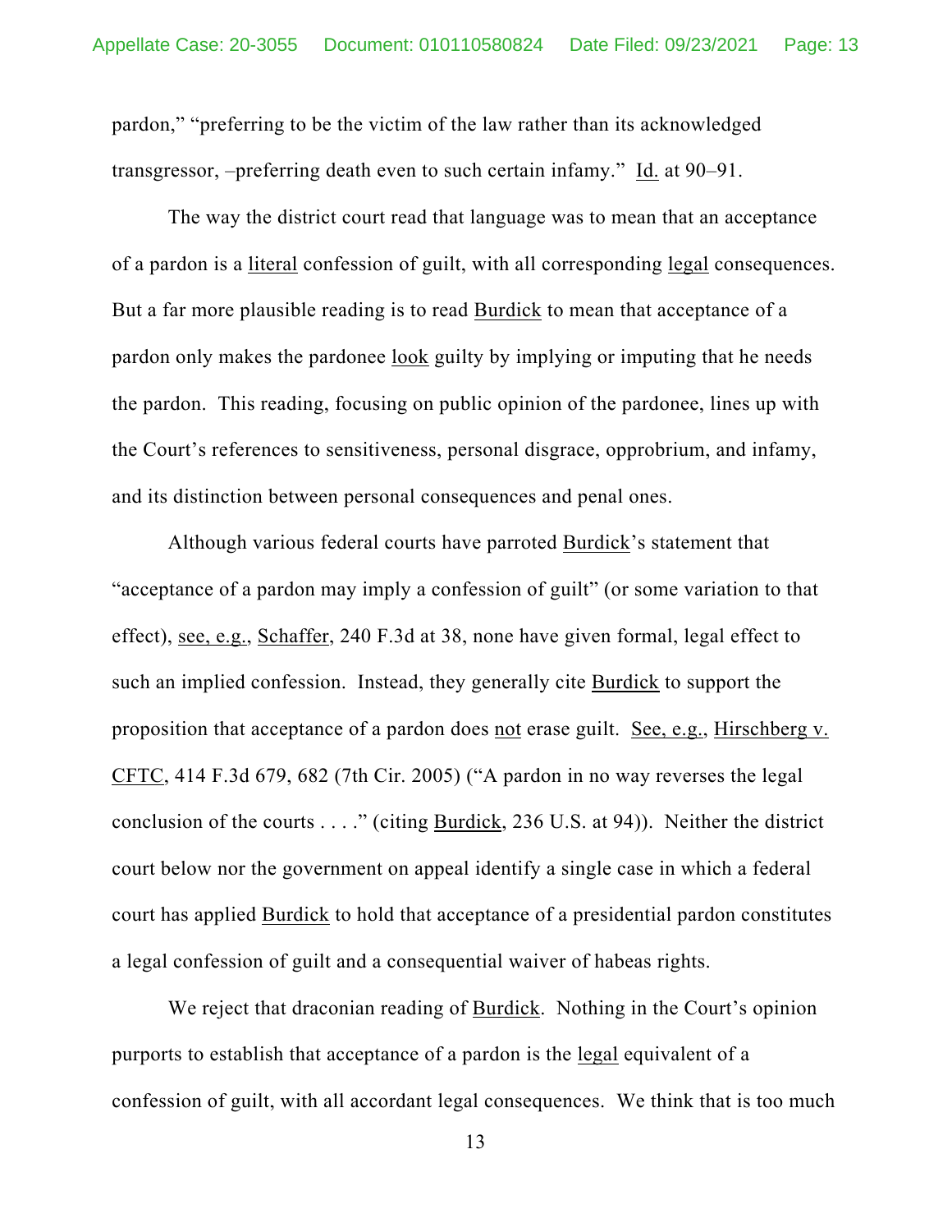pardon," "preferring to be the victim of the law rather than its acknowledged transgressor, –preferring death even to such certain infamy." Id. at 90–91.

The way the district court read that language was to mean that an acceptance of a pardon is a literal confession of guilt, with all corresponding legal consequences. But a far more plausible reading is to read Burdick to mean that acceptance of a pardon only makes the pardonee look guilty by implying or imputing that he needs the pardon. This reading, focusing on public opinion of the pardonee, lines up with the Court's references to sensitiveness, personal disgrace, opprobrium, and infamy, and its distinction between personal consequences and penal ones.

Although various federal courts have parroted Burdick's statement that "acceptance of a pardon may imply a confession of guilt" (or some variation to that effect), see, e.g., Schaffer, 240 F.3d at 38, none have given formal, legal effect to such an implied confession. Instead, they generally cite Burdick to support the proposition that acceptance of a pardon does not erase guilt. See, e.g., Hirschberg v. CFTC, 414 F.3d 679, 682 (7th Cir. 2005) ("A pardon in no way reverses the legal conclusion of the courts . . . ." (citing Burdick, 236 U.S. at 94)). Neither the district court below nor the government on appeal identify a single case in which a federal court has applied Burdick to hold that acceptance of a presidential pardon constitutes a legal confession of guilt and a consequential waiver of habeas rights.

We reject that draconian reading of Burdick. Nothing in the Court's opinion purports to establish that acceptance of a pardon is the legal equivalent of a confession of guilt, with all accordant legal consequences. We think that is too much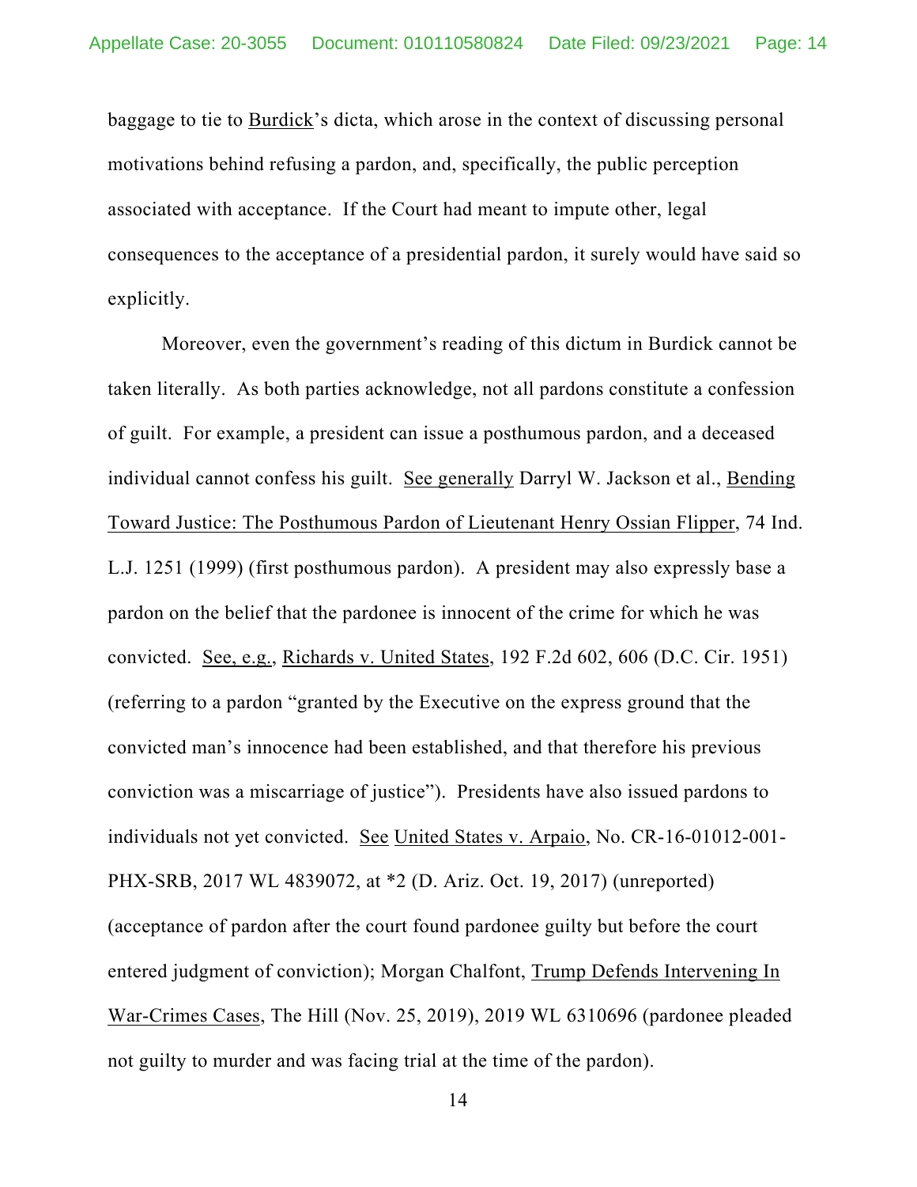baggage to tie to Burdick's dicta, which arose in the context of discussing personal motivations behind refusing a pardon, and, specifically, the public perception associated with acceptance. If the Court had meant to impute other, legal consequences to the acceptance of a presidential pardon, it surely would have said so explicitly.

Moreover, even the government's reading of this dictum in Burdick cannot be taken literally. As both parties acknowledge, not all pardons constitute a confession of guilt. For example, a president can issue a posthumous pardon, and a deceased individual cannot confess his guilt. See generally Darryl W. Jackson et al., Bending Toward Justice: The Posthumous Pardon of Lieutenant Henry Ossian Flipper, 74 Ind. L.J. 1251 (1999) (first posthumous pardon). A president may also expressly base a pardon on the belief that the pardonee is innocent of the crime for which he was convicted. See, e.g., Richards v. United States, 192 F.2d 602, 606 (D.C. Cir. 1951) (referring to a pardon "granted by the Executive on the express ground that the convicted man's innocence had been established, and that therefore his previous conviction was a miscarriage of justice"). Presidents have also issued pardons to individuals not yet convicted. See United States v. Arpaio, No. CR-16-01012-001-PHX-SRB, 2017 WL 4839072, at *2 (D. Ariz. Oct. 19, 2017) (unreported) (acceptance of pardon after the court found pardonee guilty but before the court entered judgment of conviction); Morgan Chalfont, Trump Defends Intervening In War-Crimes Cases, The Hill (Nov. 25, 2019), 2019 WL 6310696 (pardonee pleaded not guilty to murder and was facing trial at the time of the pardon).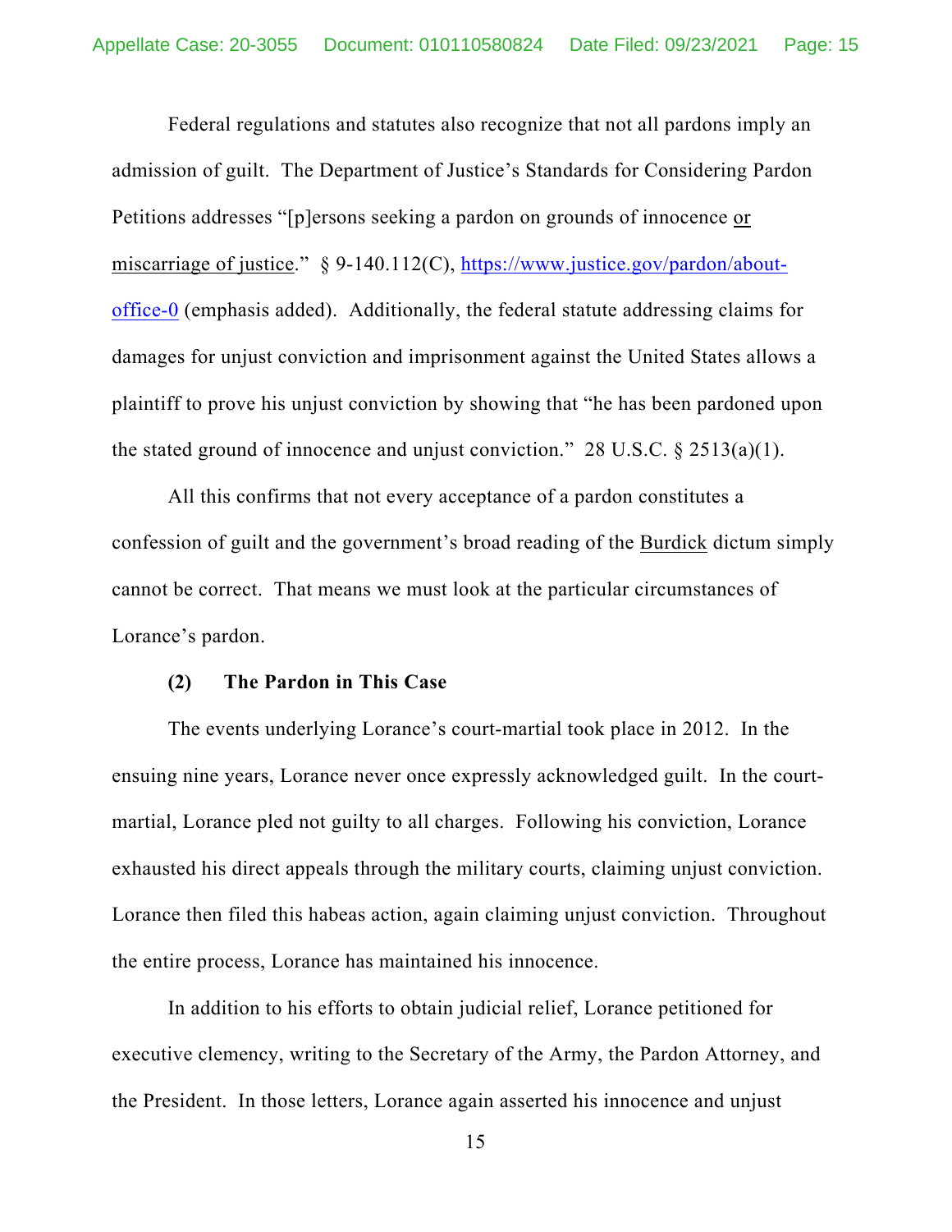Federal regulations and statutes also recognize that not all pardons imply an admission of guilt. The Department of Justice's Standards for Considering Pardon Petitions addresses "[p]ersons seeking a pardon on grounds of innocence <u>or miscarriage of justice</u>." § 9-140.112(C), [https://www.justice.gov/pardon/about-office-0](https://www.justice.gov/pardon/about-office-0) (emphasis added). Additionally, the federal statute addressing claims for damages for unjust conviction and imprisonment against the United States allows a plaintiff to prove his unjust conviction by showing that "he has been pardoned upon the stated ground of innocence and unjust conviction." 28 U.S.C. § 2513(a)(1).

All this confirms that not every acceptance of a pardon constitutes a confession of guilt and the government's broad reading of the <u>Burdick</u> dictum simply cannot be correct. That means we must look at the particular circumstances of Lorance's pardon.

**(2) The Pardon in This Case**

The events underlying Lorance's court-martial took place in 2012. In the ensuing nine years, Lorance never once expressly acknowledged guilt. In the court-martial, Lorance pled not guilty to all charges. Following his conviction, Lorance exhausted his direct appeals through the military courts, claiming unjust conviction. Lorance then filed this habeas action, again claiming unjust conviction. Throughout the entire process, Lorance has maintained his innocence.

In addition to his efforts to obtain judicial relief, Lorance petitioned for executive clemency, writing to the Secretary of the Army, the Pardon Attorney, and the President. In those letters, Lorance again asserted his innocence and unjust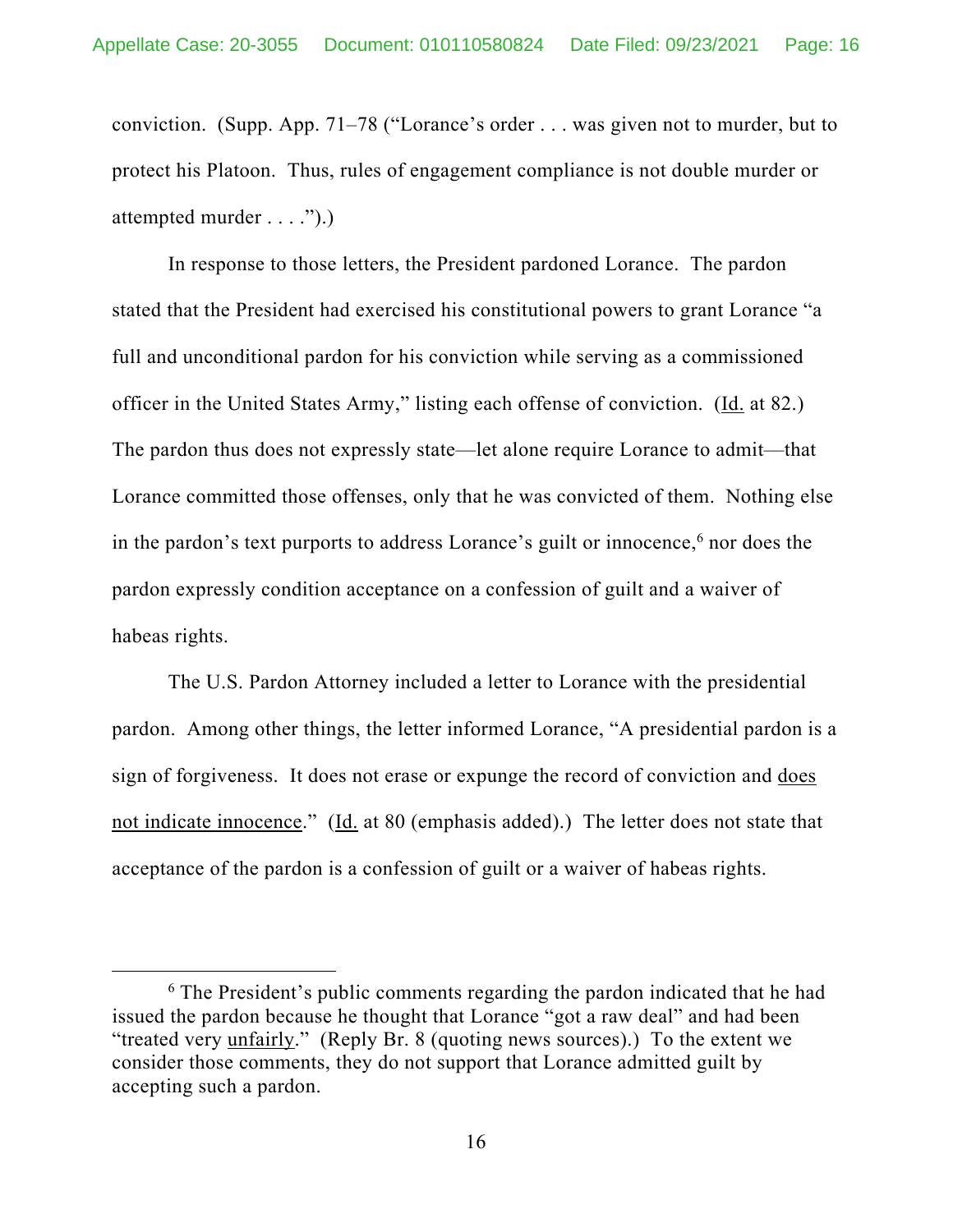conviction. (Supp. App. 71–78 ("Lorance's order . . . was given not to murder, but to protect his Platoon. Thus, rules of engagement compliance is not double murder or attempted murder . . . .").)

In response to those letters, the President pardoned Lorance. The pardon stated that the President had exercised his constitutional powers to grant Lorance "a full and unconditional pardon for his conviction while serving as a commissioned officer in the United States Army," listing each offense of conviction. (Id. at 82.) The pardon thus does not expressly state—let alone require Lorance to admit—that Lorance committed those offenses, only that he was convicted of them. Nothing else in the pardon's text purports to address Lorance's guilt or innocence,[6] nor does the pardon expressly condition acceptance on a confession of guilt and a waiver of habeas rights.

The U.S. Pardon Attorney included a letter to Lorance with the presidential pardon. Among other things, the letter informed Lorance, "A presidential pardon is a sign of forgiveness. It does not erase or expunge the record of conviction and does not indicate innocence." (Id. at 80 (emphasis added).) The letter does not state that acceptance of the pardon is a confession of guilt or a waiver of habeas rights.

---

[6] The President's public comments regarding the pardon indicated that he had issued the pardon because he thought that Lorance "got a raw deal" and had been "treated very unfairly." (Reply Br. 8 (quoting news sources).) To the extent we consider those comments, they do not support that Lorance admitted guilt by accepting such a pardon.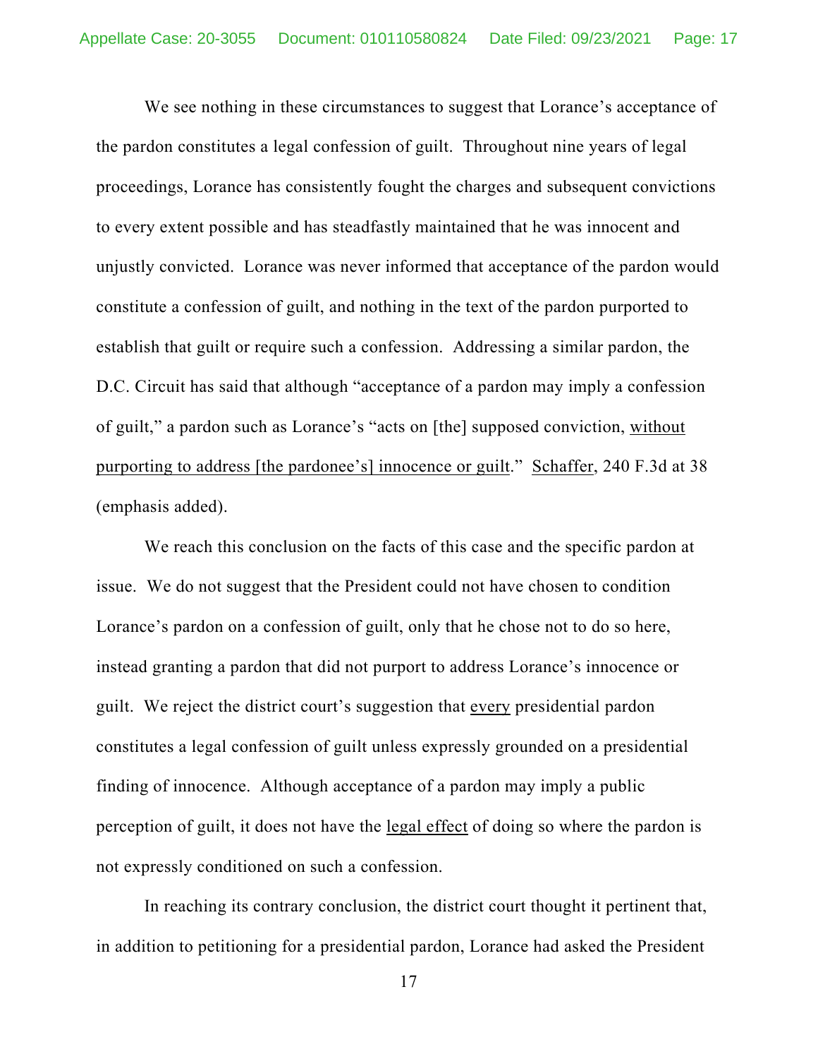We see nothing in these circumstances to suggest that Lorance's acceptance of the pardon constitutes a legal confession of guilt. Throughout nine years of legal proceedings, Lorance has consistently fought the charges and subsequent convictions to every extent possible and has steadfastly maintained that he was innocent and unjustly convicted. Lorance was never informed that acceptance of the pardon would constitute a confession of guilt, and nothing in the text of the pardon purported to establish that guilt or require such a confession. Addressing a similar pardon, the D.C. Circuit has said that although "acceptance of a pardon may imply a confession of guilt," a pardon such as Lorance's "acts on [the] supposed conviction, without purporting to address [the pardonee's] innocence or guilt." Schaffer, 240 F.3d at 38 (emphasis added).

We reach this conclusion on the facts of this case and the specific pardon at issue. We do not suggest that the President could not have chosen to condition Lorance's pardon on a confession of guilt, only that he chose not to do so here, instead granting a pardon that did not purport to address Lorance's innocence or guilt. We reject the district court's suggestion that every presidential pardon constitutes a legal confession of guilt unless expressly grounded on a presidential finding of innocence. Although acceptance of a pardon may imply a public perception of guilt, it does not have the legal effect of doing so where the pardon is not expressly conditioned on such a confession.

In reaching its contrary conclusion, the district court thought it pertinent that, in addition to petitioning for a presidential pardon, Lorance had asked the President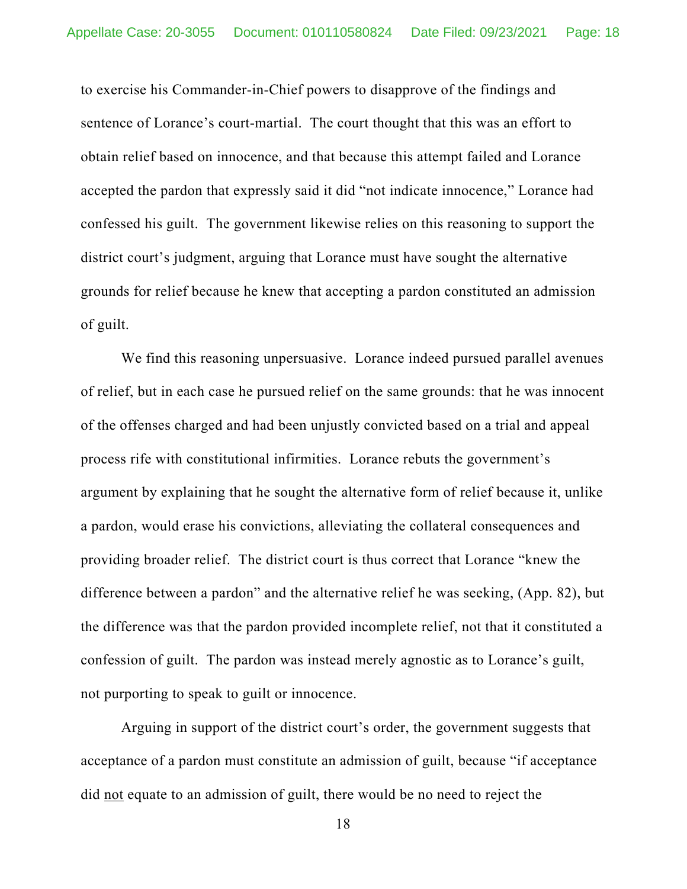to exercise his Commander-in-Chief powers to disapprove of the findings and sentence of Lorance's court-martial. The court thought that this was an effort to obtain relief based on innocence, and that because this attempt failed and Lorance accepted the pardon that expressly said it did "not indicate innocence," Lorance had confessed his guilt. The government likewise relies on this reasoning to support the district court's judgment, arguing that Lorance must have sought the alternative grounds for relief because he knew that accepting a pardon constituted an admission of guilt.

We find this reasoning unpersuasive. Lorance indeed pursued parallel avenues of relief, but in each case he pursued relief on the same grounds: that he was innocent of the offenses charged and had been unjustly convicted based on a trial and appeal process rife with constitutional infirmities. Lorance rebuts the government's argument by explaining that he sought the alternative form of relief because it, unlike a pardon, would erase his convictions, alleviating the collateral consequences and providing broader relief. The district court is thus correct that Lorance "knew the difference between a pardon" and the alternative relief he was seeking, (App. 82), but the difference was that the pardon provided incomplete relief, not that it constituted a confession of guilt. The pardon was instead merely agnostic as to Lorance's guilt, not purporting to speak to guilt or innocence.

Arguing in support of the district court's order, the government suggests that acceptance of a pardon must constitute an admission of guilt, because "if acceptance did <u>not</u> equate to an admission of guilt, there would be no need to reject the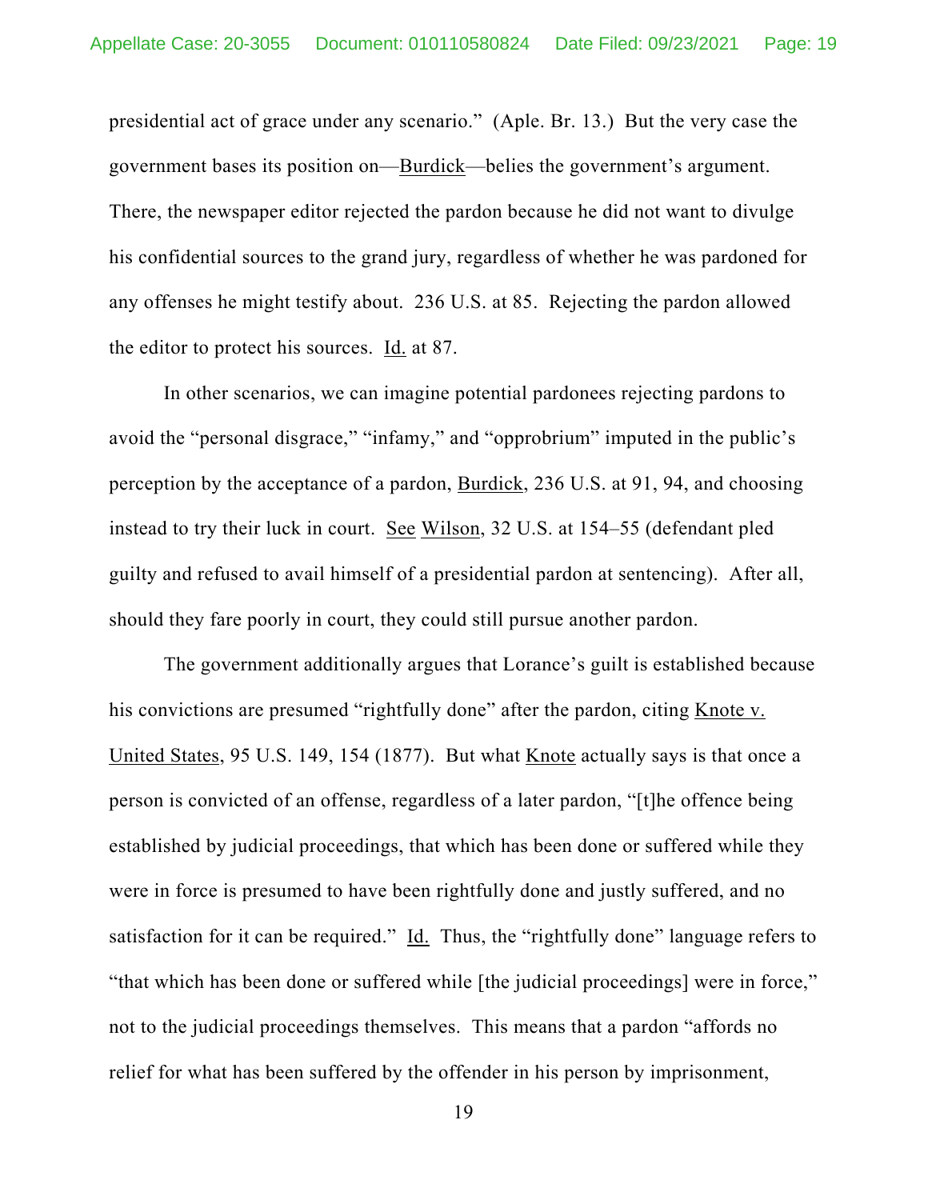presidential act of grace under any scenario." (Aple. Br. 13.) But the very case the government bases its position on—Burdick—belies the government's argument. There, the newspaper editor rejected the pardon because he did not want to divulge his confidential sources to the grand jury, regardless of whether he was pardoned for any offenses he might testify about. 236 U.S. at 85. Rejecting the pardon allowed the editor to protect his sources. Id. at 87.

In other scenarios, we can imagine potential pardonees rejecting pardons to avoid the "personal disgrace," "infamy," and "opprobrium" imputed in the public's perception by the acceptance of a pardon, Burdick, 236 U.S. at 91, 94, and choosing instead to try their luck in court. See Wilson, 32 U.S. at 154–55 (defendant pled guilty and refused to avail himself of a presidential pardon at sentencing). After all, should they fare poorly in court, they could still pursue another pardon.

The government additionally argues that Lorance's guilt is established because his convictions are presumed "rightfully done" after the pardon, citing Knote v. United States, 95 U.S. 149, 154 (1877). But what Knote actually says is that once a person is convicted of an offense, regardless of a later pardon, "[t]he offence being established by judicial proceedings, that which has been done or suffered while they were in force is presumed to have been rightfully done and justly suffered, and no satisfaction for it can be required." Id. Thus, the "rightfully done" language refers to "that which has been done or suffered while [the judicial proceedings] were in force," not to the judicial proceedings themselves. This means that a pardon "affords no relief for what has been suffered by the offender in his person by imprisonment,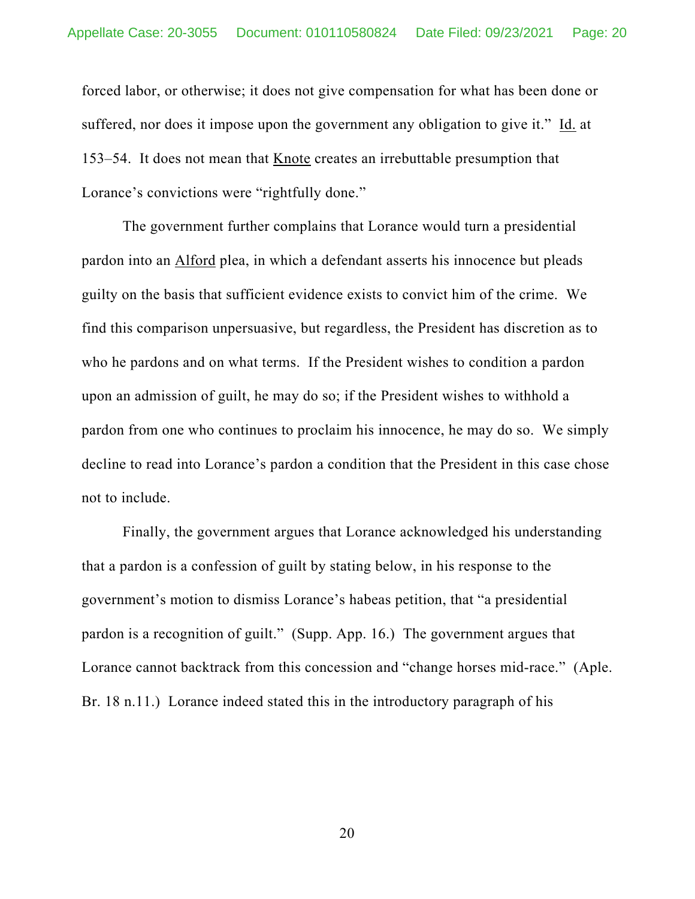forced labor, or otherwise; it does not give compensation for what has been done or suffered, nor does it impose upon the government any obligation to give it." Id. at 153–54. It does not mean that Knote creates an irrebuttable presumption that Lorance's convictions were "rightfully done."

The government further complains that Lorance would turn a presidential pardon into an Alford plea, in which a defendant asserts his innocence but pleads guilty on the basis that sufficient evidence exists to convict him of the crime. We find this comparison unpersuasive, but regardless, the President has discretion as to who he pardons and on what terms. If the President wishes to condition a pardon upon an admission of guilt, he may do so; if the President wishes to withhold a pardon from one who continues to proclaim his innocence, he may do so. We simply decline to read into Lorance's pardon a condition that the President in this case chose not to include.

Finally, the government argues that Lorance acknowledged his understanding that a pardon is a confession of guilt by stating below, in his response to the government's motion to dismiss Lorance's habeas petition, that "a presidential pardon is a recognition of guilt." (Supp. App. 16.) The government argues that Lorance cannot backtrack from this concession and "change horses mid-race." (Aple. Br. 18 n.11.) Lorance indeed stated this in the introductory paragraph of his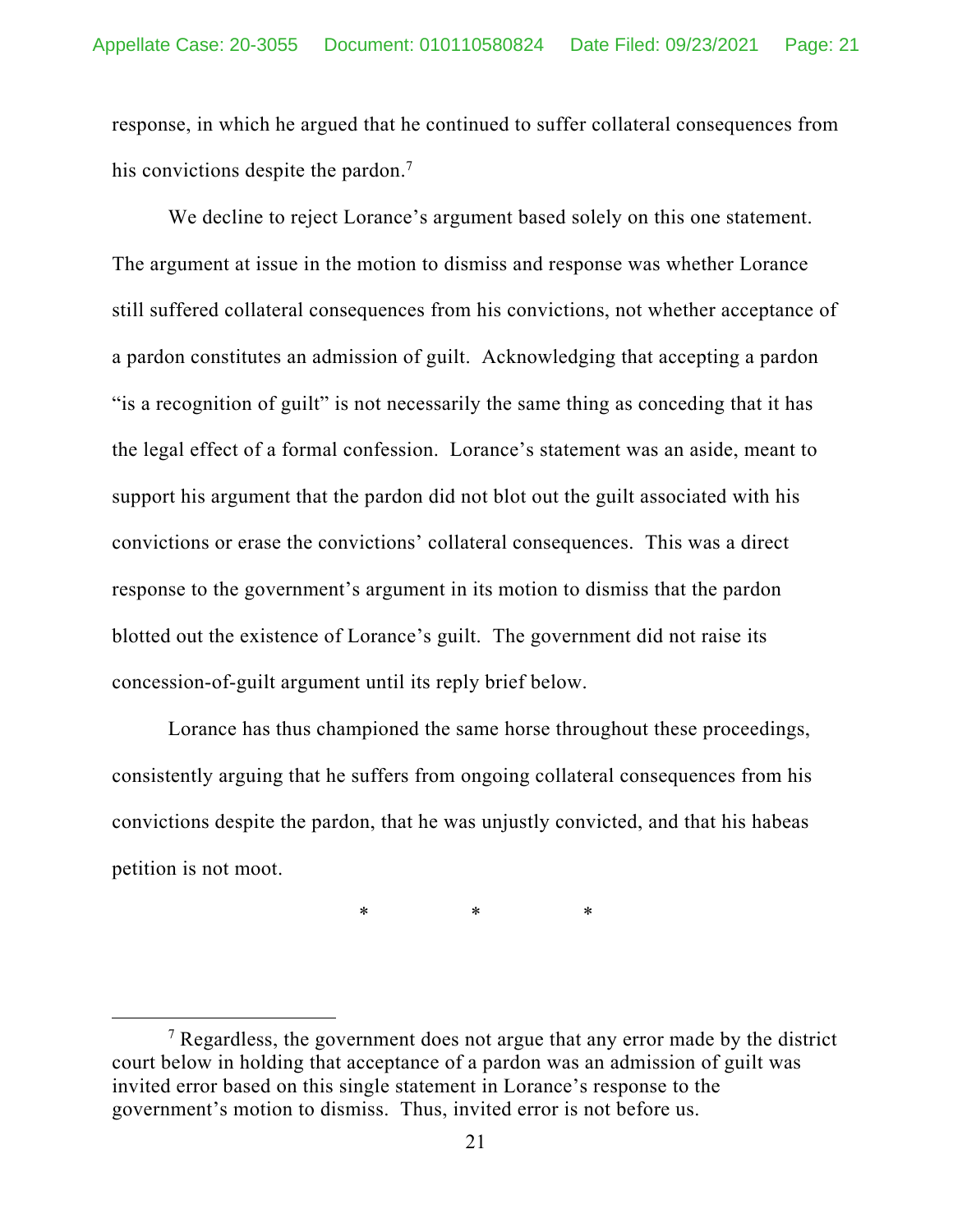response, in which he argued that he continued to suffer collateral consequences from his convictions despite the pardon.[7]

We decline to reject Lorance's argument based solely on this one statement. The argument at issue in the motion to dismiss and response was whether Lorance still suffered collateral consequences from his convictions, not whether acceptance of a pardon constitutes an admission of guilt. Acknowledging that accepting a pardon "is a recognition of guilt" is not necessarily the same thing as conceding that it has the legal effect of a formal confession. Lorance's statement was an aside, meant to support his argument that the pardon did not blot out the guilt associated with his convictions or erase the convictions' collateral consequences. This was a direct response to the government's argument in its motion to dismiss that the pardon blotted out the existence of Lorance's guilt. The government did not raise its concession-of-guilt argument until its reply brief below.

Lorance has thus championed the same horse throughout these proceedings, consistently arguing that he suffers from ongoing collateral consequences from his convictions despite the pardon, that he was unjustly convicted, and that his habeas petition is not moot.

\* \* \*

[7] Regardless, the government does not argue that any error made by the district court below in holding that acceptance of a pardon was an admission of guilt was invited error based on this single statement in Lorance's response to the government's motion to dismiss. Thus, invited error is not before us.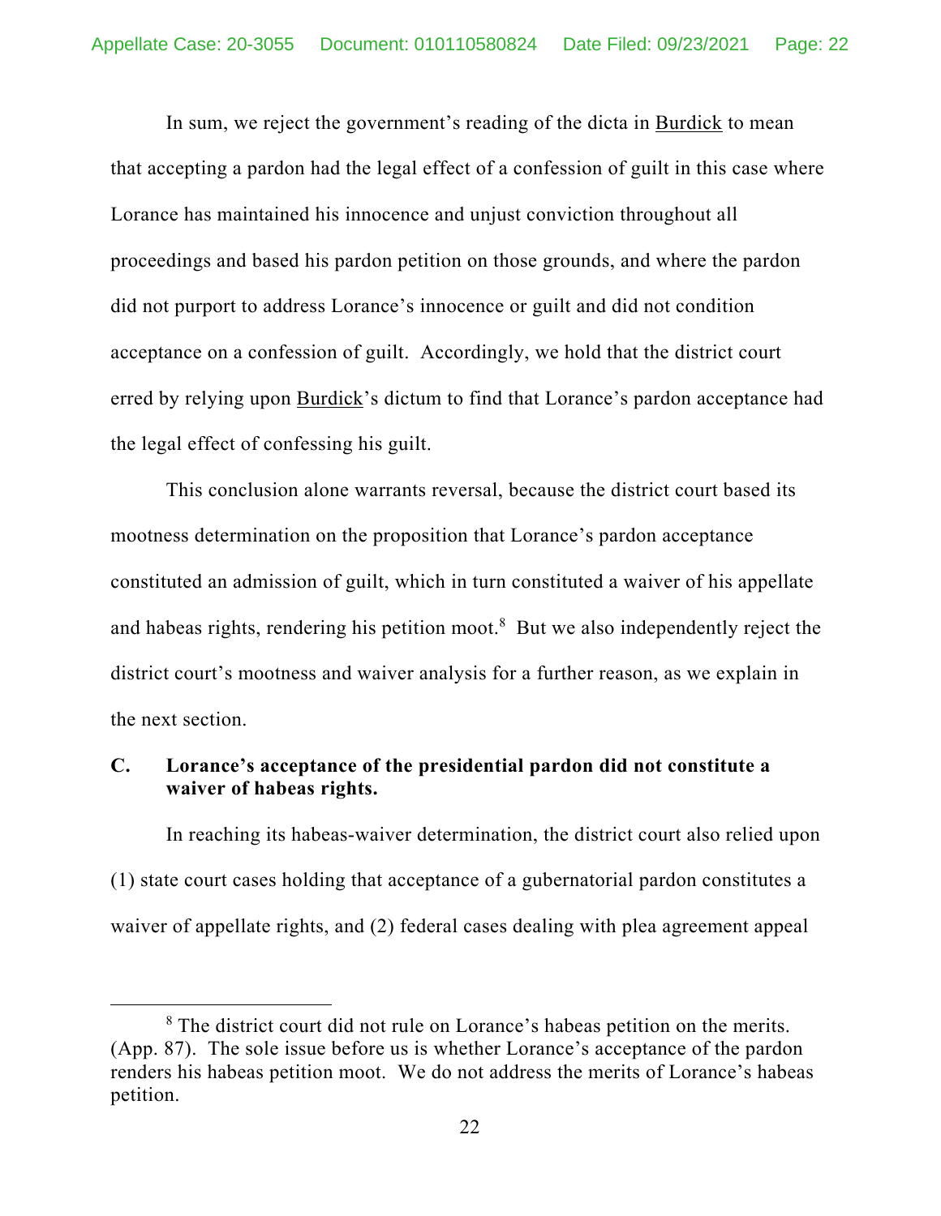In sum, we reject the government's reading of the dicta in Burdick to mean that accepting a pardon had the legal effect of a confession of guilt in this case where Lorance has maintained his innocence and unjust conviction throughout all proceedings and based his pardon petition on those grounds, and where the pardon did not purport to address Lorance's innocence or guilt and did not condition acceptance on a confession of guilt. Accordingly, we hold that the district court erred by relying upon Burdick's dictum to find that Lorance's pardon acceptance had the legal effect of confessing his guilt.

This conclusion alone warrants reversal, because the district court based its mootness determination on the proposition that Lorance's pardon acceptance constituted an admission of guilt, which in turn constituted a waiver of his appellate and habeas rights, rendering his petition moot.[8] But we also independently reject the district court's mootness and waiver analysis for a further reason, as we explain in the next section.

### C. Lorance's acceptance of the presidential pardon did not constitute a waiver of habeas rights.

In reaching its habeas-waiver determination, the district court also relied upon (1) state court cases holding that acceptance of a gubernatorial pardon constitutes a waiver of appellate rights, and (2) federal cases dealing with plea agreement appeal

---

[8] The district court did not rule on Lorance's habeas petition on the merits. (App. 87). The sole issue before us is whether Lorance's acceptance of the pardon renders his habeas petition moot. We do not address the merits of Lorance's habeas petition.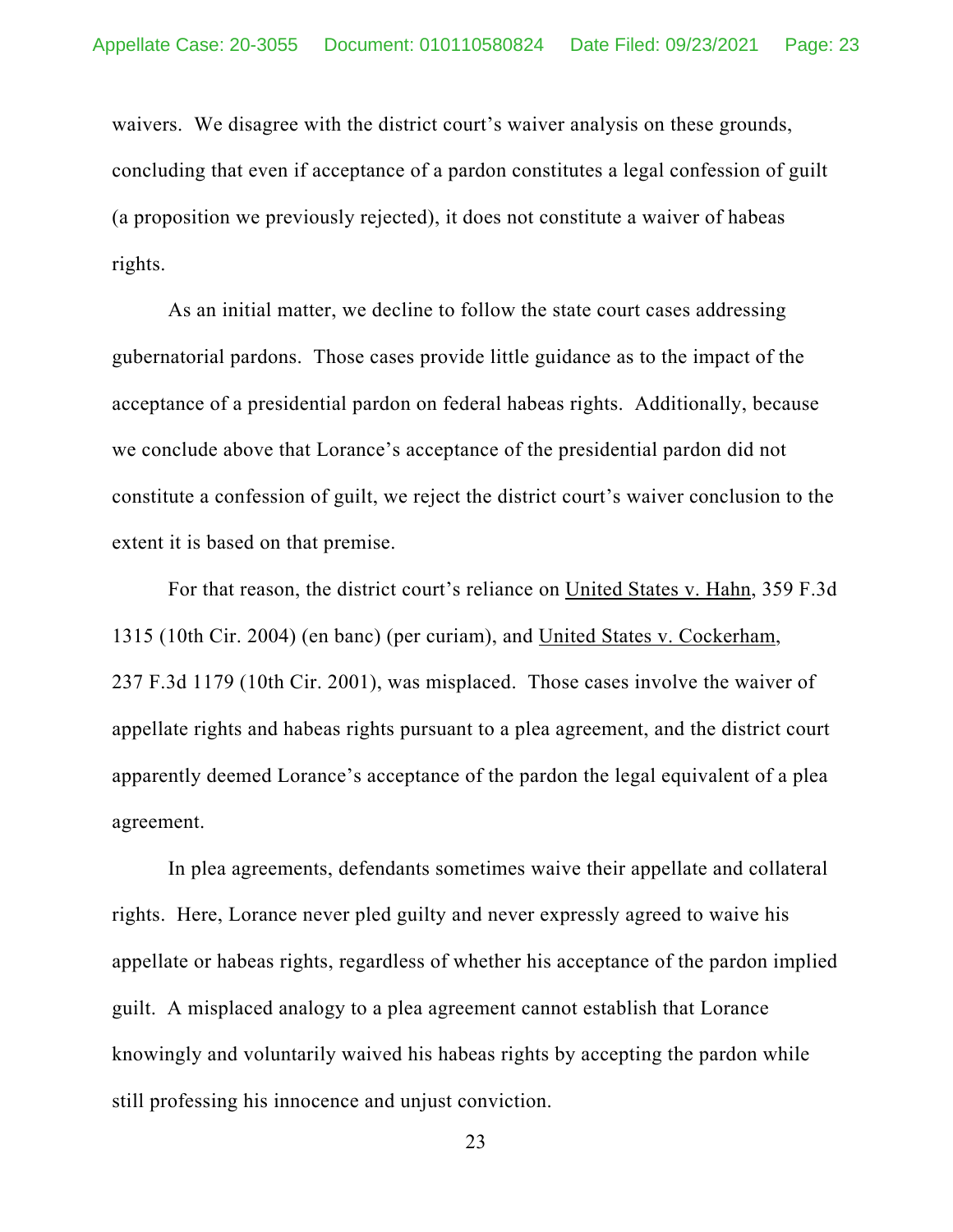waivers. We disagree with the district court's waiver analysis on these grounds, concluding that even if acceptance of a pardon constitutes a legal confession of guilt (a proposition we previously rejected), it does not constitute a waiver of habeas rights.

As an initial matter, we decline to follow the state court cases addressing gubernatorial pardons. Those cases provide little guidance as to the impact of the acceptance of a presidential pardon on federal habeas rights. Additionally, because we conclude above that Lorance's acceptance of the presidential pardon did not constitute a confession of guilt, we reject the district court's waiver conclusion to the extent it is based on that premise.

For that reason, the district court's reliance on United States v. Hahn, 359 F.3d 1315 (10th Cir. 2004) (en banc) (per curiam), and United States v. Cockerham, 237 F.3d 1179 (10th Cir. 2001), was misplaced. Those cases involve the waiver of appellate rights and habeas rights pursuant to a plea agreement, and the district court apparently deemed Lorance's acceptance of the pardon the legal equivalent of a plea agreement.

In plea agreements, defendants sometimes waive their appellate and collateral rights. Here, Lorance never pled guilty and never expressly agreed to waive his appellate or habeas rights, regardless of whether his acceptance of the pardon implied guilt. A misplaced analogy to a plea agreement cannot establish that Lorance knowingly and voluntarily waived his habeas rights by accepting the pardon while still professing his innocence and unjust conviction.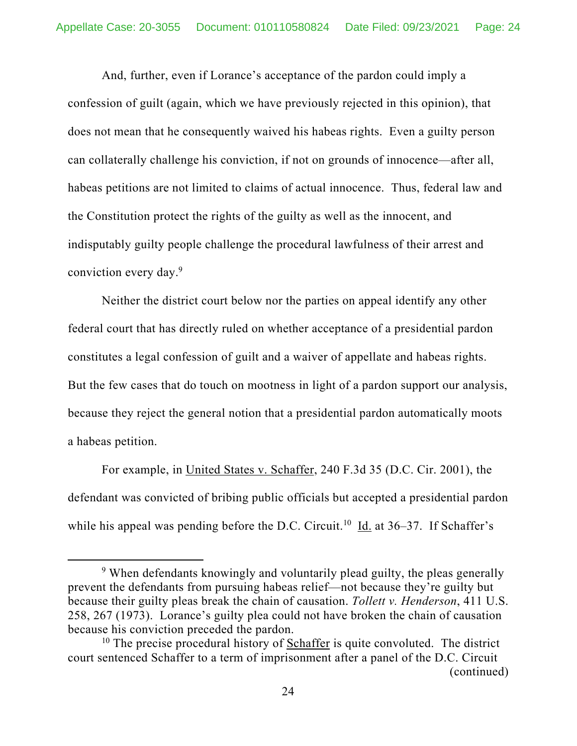And, further, even if Lorance's acceptance of the pardon could imply a confession of guilt (again, which we have previously rejected in this opinion), that does not mean that he consequently waived his habeas rights. Even a guilty person can collaterally challenge his conviction, if not on grounds of innocence—after all, habeas petitions are not limited to claims of actual innocence. Thus, federal law and the Constitution protect the rights of the guilty as well as the innocent, and indisputably guilty people challenge the procedural lawfulness of their arrest and conviction every day.[9]

Neither the district court below nor the parties on appeal identify any other federal court that has directly ruled on whether acceptance of a presidential pardon constitutes a legal confession of guilt and a waiver of appellate and habeas rights. But the few cases that do touch on mootness in light of a pardon support our analysis, because they reject the general notion that a presidential pardon automatically moots a habeas petition.

For example, in United States v. Schaffer, 240 F.3d 35 (D.C. Cir. 2001), the defendant was convicted of bribing public officials but accepted a presidential pardon while his appeal was pending before the D.C. Circuit.[10] Id. at 36–37. If Schaffer's

[9] When defendants knowingly and voluntarily plead guilty, the pleas generally prevent the defendants from pursuing habeas relief—not because they're guilty but because their guilty pleas break the chain of causation. *Tollett v. Henderson*, 411 U.S. 258, 267 (1973). Lorance's guilty plea could not have broken the chain of causation because his conviction preceded the pardon.

[10] The precise procedural history of Schaffer is quite convoluted. The district court sentenced Schaffer to a term of imprisonment after a panel of the D.C. Circuit (continued)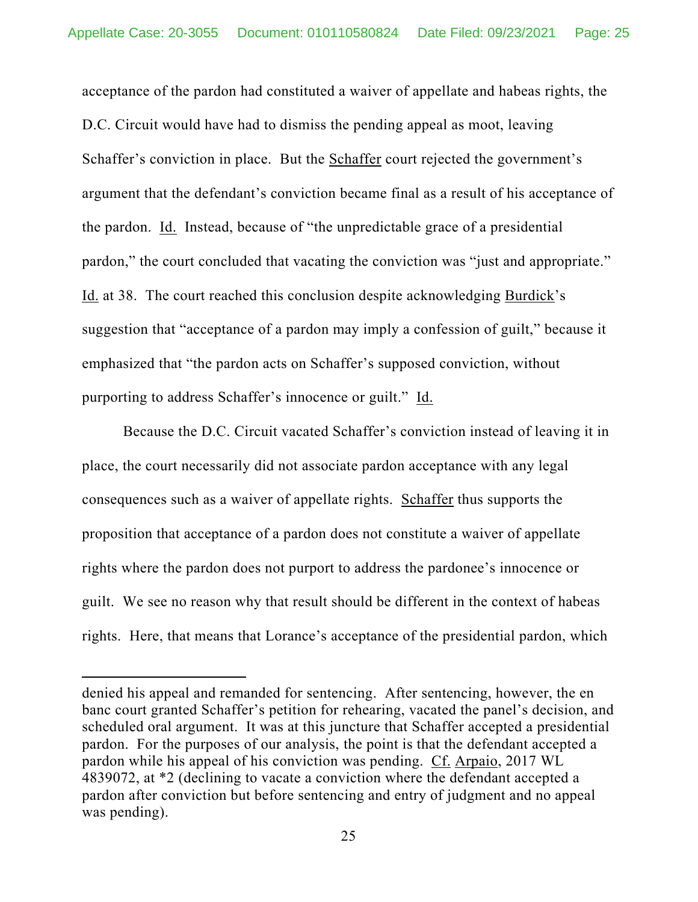acceptance of the pardon had constituted a waiver of appellate and habeas rights, the D.C. Circuit would have had to dismiss the pending appeal as moot, leaving Schaffer's conviction in place. But the Schaffer court rejected the government's argument that the defendant's conviction became final as a result of his acceptance of the pardon. Id. Instead, because of "the unpredictable grace of a presidential pardon," the court concluded that vacating the conviction was "just and appropriate." Id. at 38. The court reached this conclusion despite acknowledging Burdick's suggestion that "acceptance of a pardon may imply a confession of guilt," because it emphasized that "the pardon acts on Schaffer's supposed conviction, without purporting to address Schaffer's innocence or guilt." Id.

Because the D.C. Circuit vacated Schaffer's conviction instead of leaving it in place, the court necessarily did not associate pardon acceptance with any legal consequences such as a waiver of appellate rights. Schaffer thus supports the proposition that acceptance of a pardon does not constitute a waiver of appellate rights where the pardon does not purport to address the pardonee's innocence or guilt. We see no reason why that result should be different in the context of habeas rights. Here, that means that Lorance's acceptance of the presidential pardon, which

---

denied his appeal and remanded for sentencing. After sentencing, however, the en banc court granted Schaffer's petition for rehearing, vacated the panel's decision, and scheduled oral argument. It was at this juncture that Schaffer accepted a presidential pardon. For the purposes of our analysis, the point is that the defendant accepted a pardon while his appeal of his conviction was pending. Cf. Arpaio, 2017 WL 4839072, at *2 (declining to vacate a conviction where the defendant accepted a pardon after conviction but before sentencing and entry of judgment and no appeal was pending).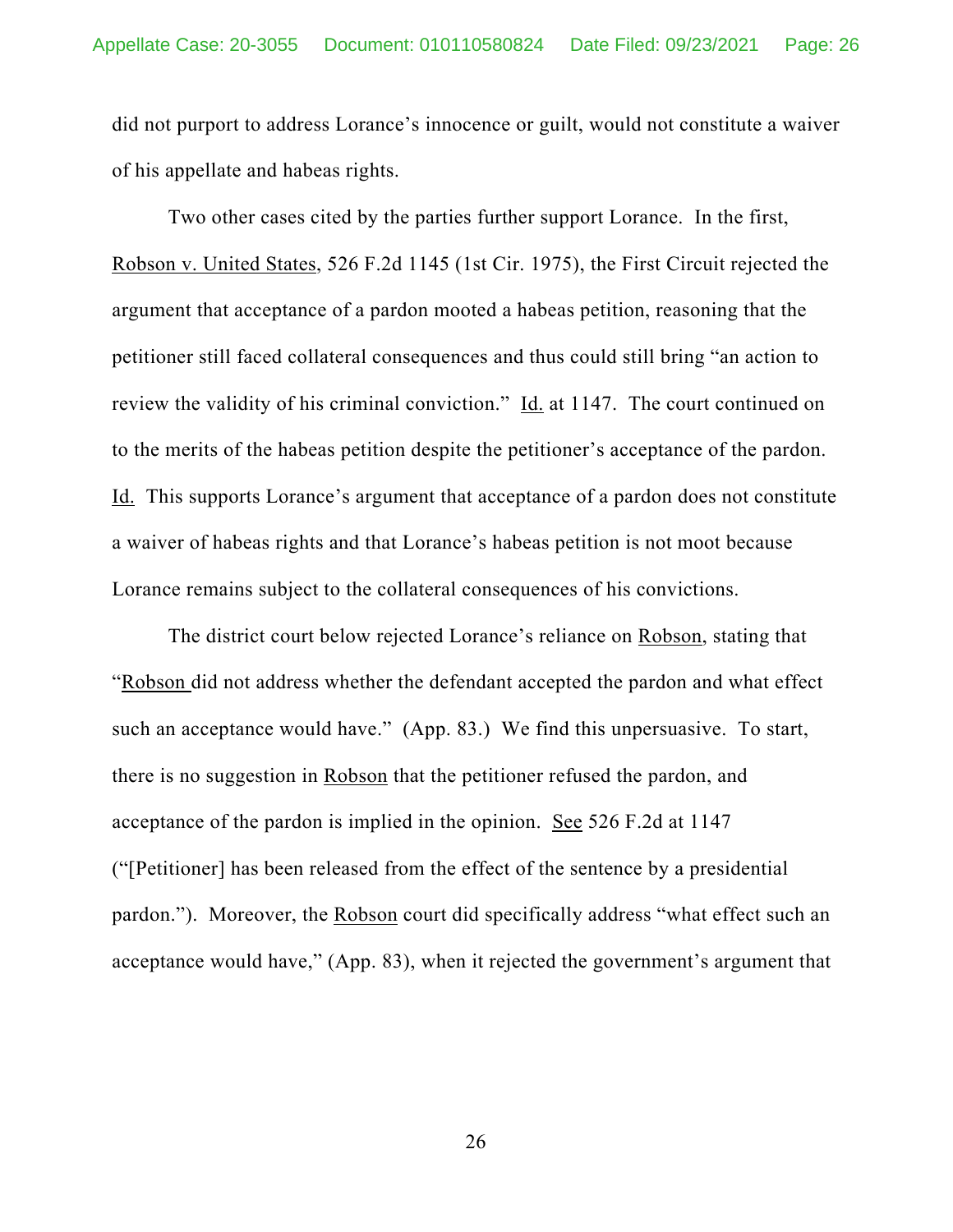did not purport to address Lorance's innocence or guilt, would not constitute a waiver of his appellate and habeas rights.

Two other cases cited by the parties further support Lorance. In the first, Robson v. United States, 526 F.2d 1145 (1st Cir. 1975), the First Circuit rejected the argument that acceptance of a pardon mooted a habeas petition, reasoning that the petitioner still faced collateral consequences and thus could still bring "an action to review the validity of his criminal conviction." Id. at 1147. The court continued on to the merits of the habeas petition despite the petitioner's acceptance of the pardon. Id. This supports Lorance's argument that acceptance of a pardon does not constitute a waiver of habeas rights and that Lorance's habeas petition is not moot because Lorance remains subject to the collateral consequences of his convictions.

The district court below rejected Lorance's reliance on Robson, stating that "Robson did not address whether the defendant accepted the pardon and what effect such an acceptance would have." (App. 83.) We find this unpersuasive. To start, there is no suggestion in Robson that the petitioner refused the pardon, and acceptance of the pardon is implied in the opinion. See 526 F.2d at 1147 ("[Petitioner] has been released from the effect of the sentence by a presidential pardon."). Moreover, the Robson court did specifically address "what effect such an acceptance would have," (App. 83), when it rejected the government's argument that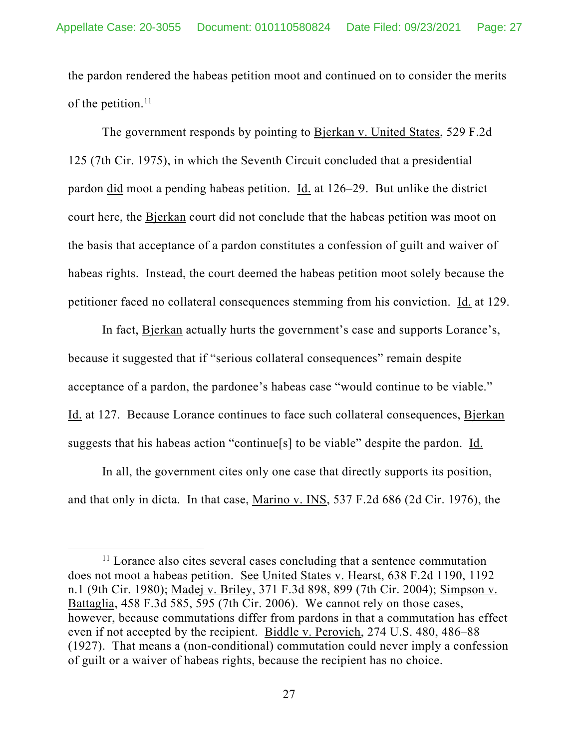the pardon rendered the habeas petition moot and continued on to consider the merits of the petition.[11]

The government responds by pointing to Bjerkan v. United States, 529 F.2d 125 (7th Cir. 1975), in which the Seventh Circuit concluded that a presidential pardon did moot a pending habeas petition. Id. at 126–29. But unlike the district court here, the Bjerkan court did not conclude that the habeas petition was moot on the basis that acceptance of a pardon constitutes a confession of guilt and waiver of habeas rights. Instead, the court deemed the habeas petition moot solely because the petitioner faced no collateral consequences stemming from his conviction. Id. at 129.

In fact, Bjerkan actually hurts the government's case and supports Lorance's, because it suggested that if "serious collateral consequences" remain despite acceptance of a pardon, the pardonee's habeas case "would continue to be viable." Id. at 127. Because Lorance continues to face such collateral consequences, Bjerkan suggests that his habeas action "continue[s] to be viable" despite the pardon. Id.

In all, the government cites only one case that directly supports its position, and that only in dicta. In that case, Marino v. INS, 537 F.2d 686 (2d Cir. 1976), the

---

[11] Lorance also cites several cases concluding that a sentence commutation does not moot a habeas petition. See United States v. Hearst, 638 F.2d 1190, 1192 n.1 (9th Cir. 1980); Madej v. Briley, 371 F.3d 898, 899 (7th Cir. 2004); Simpson v. Battaglia, 458 F.3d 585, 595 (7th Cir. 2006). We cannot rely on those cases, however, because commutations differ from pardons in that a commutation has effect even if not accepted by the recipient. Biddle v. Perovich, 274 U.S. 480, 486–88 (1927). That means a (non-conditional) commutation could never imply a confession of guilt or a waiver of habeas rights, because the recipient has no choice.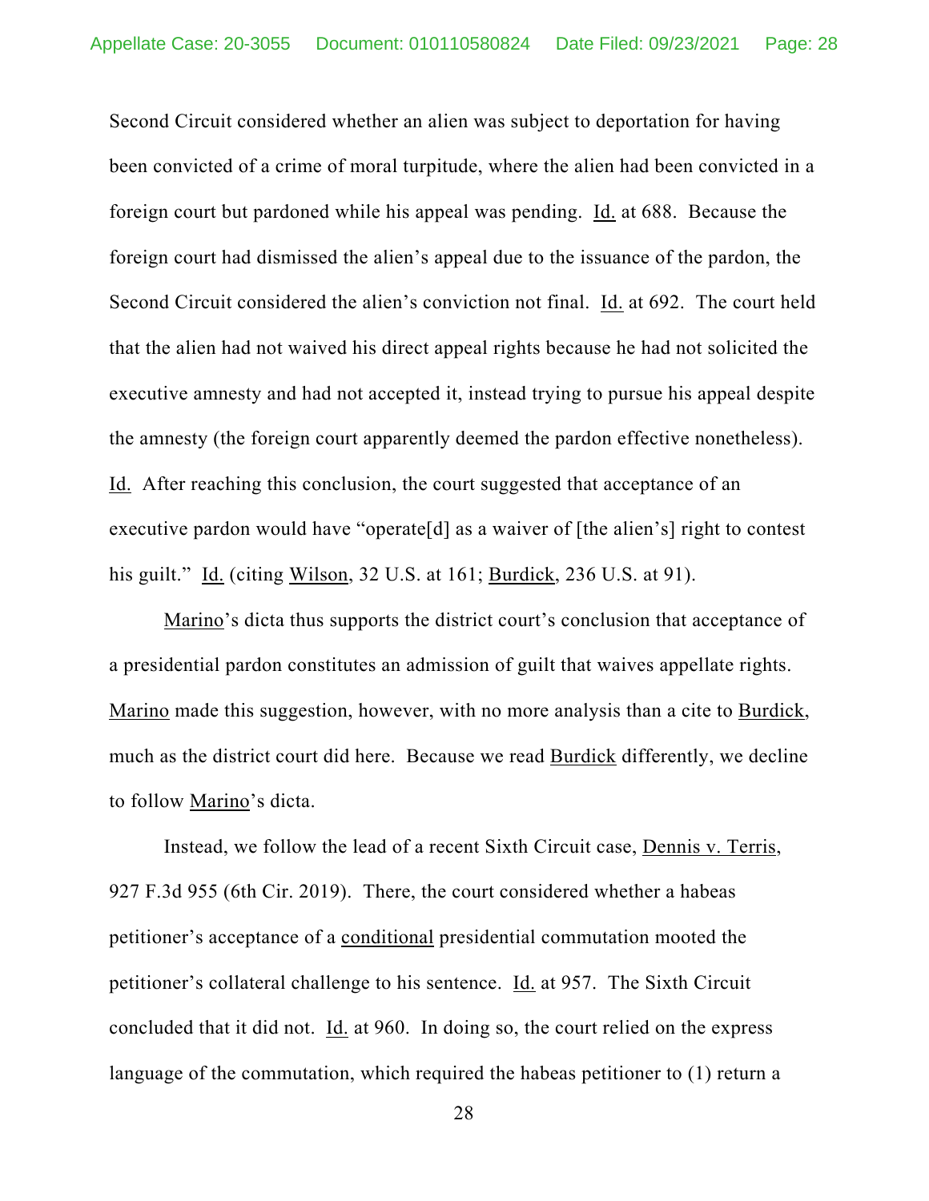Second Circuit considered whether an alien was subject to deportation for having been convicted of a crime of moral turpitude, where the alien had been convicted in a foreign court but pardoned while his appeal was pending. Id. at 688. Because the foreign court had dismissed the alien's appeal due to the issuance of the pardon, the Second Circuit considered the alien's conviction not final. Id. at 692. The court held that the alien had not waived his direct appeal rights because he had not solicited the executive amnesty and had not accepted it, instead trying to pursue his appeal despite the amnesty (the foreign court apparently deemed the pardon effective nonetheless). Id. After reaching this conclusion, the court suggested that acceptance of an executive pardon would have "operate[d] as a waiver of [the alien's] right to contest his guilt." Id. (citing Wilson, 32 U.S. at 161; Burdick, 236 U.S. at 91).

Marino's dicta thus supports the district court's conclusion that acceptance of a presidential pardon constitutes an admission of guilt that waives appellate rights. Marino made this suggestion, however, with no more analysis than a cite to Burdick, much as the district court did here. Because we read Burdick differently, we decline to follow Marino's dicta.

Instead, we follow the lead of a recent Sixth Circuit case, Dennis v. Terris, 927 F.3d 955 (6th Cir. 2019). There, the court considered whether a habeas petitioner's acceptance of a conditional presidential commutation mooted the petitioner's collateral challenge to his sentence. Id. at 957. The Sixth Circuit concluded that it did not. Id. at 960. In doing so, the court relied on the express language of the commutation, which required the habeas petitioner to (1) return a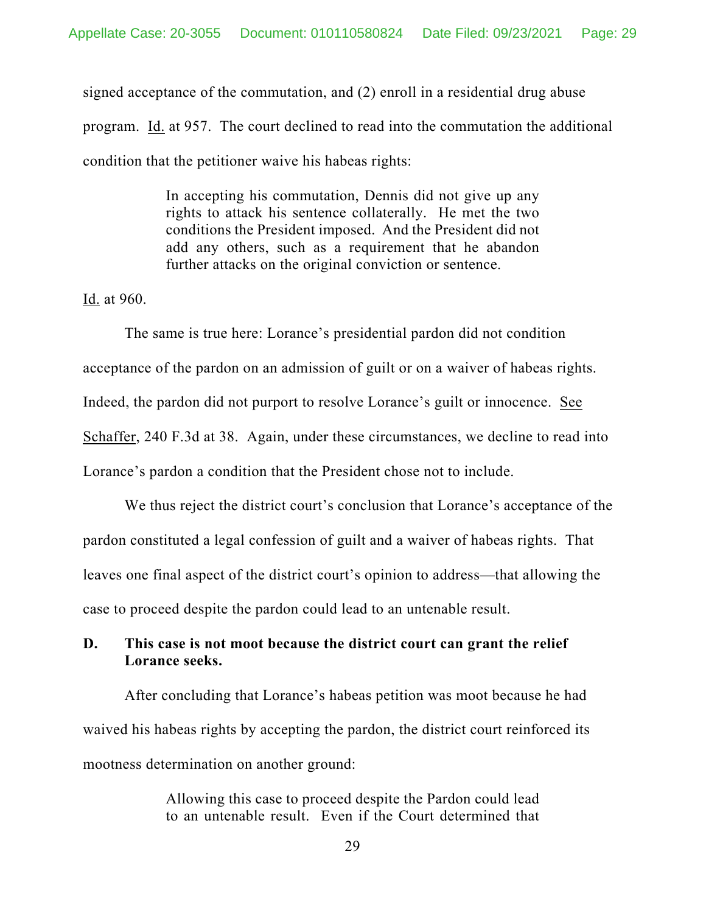signed acceptance of the commutation, and (2) enroll in a residential drug abuse program. Id. at 957. The court declined to read into the commutation the additional condition that the petitioner waive his habeas rights:

> In accepting his commutation, Dennis did not give up any rights to attack his sentence collaterally. He met the two conditions the President imposed. And the President did not add any others, such as a requirement that he abandon further attacks on the original conviction or sentence.

Id. at 960.

The same is true here: Lorance's presidential pardon did not condition acceptance of the pardon on an admission of guilt or on a waiver of habeas rights. Indeed, the pardon did not purport to resolve Lorance's guilt or innocence. See Schaffer, 240 F.3d at 38. Again, under these circumstances, we decline to read into Lorance's pardon a condition that the President chose not to include.

We thus reject the district court's conclusion that Lorance's acceptance of the pardon constituted a legal confession of guilt and a waiver of habeas rights. That leaves one final aspect of the district court's opinion to address—that allowing the case to proceed despite the pardon could lead to an untenable result.

### D. This case is not moot because the district court can grant the relief Lorance seeks.

After concluding that Lorance's habeas petition was moot because he had waived his habeas rights by accepting the pardon, the district court reinforced its mootness determination on another ground:

> Allowing this case to proceed despite the Pardon could lead to an untenable result. Even if the Court determined that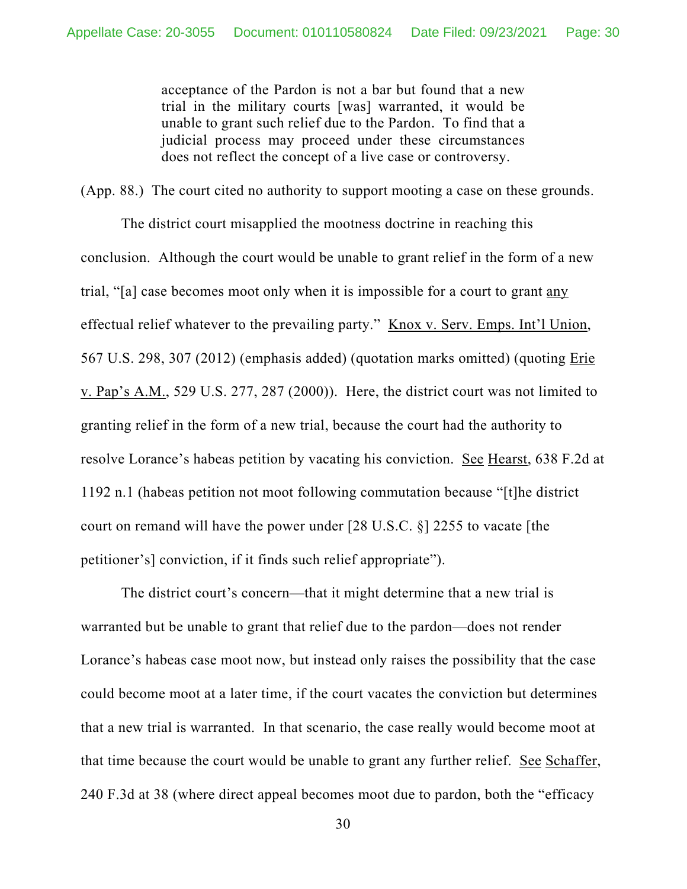> acceptance of the Pardon is not a bar but found that a new trial in the military courts [was] warranted, it would be unable to grant such relief due to the Pardon. To find that a judicial process may proceed under these circumstances does not reflect the concept of a live case or controversy.

(App. 88.) The court cited no authority to support mooting a case on these grounds.

The district court misapplied the mootness doctrine in reaching this conclusion. Although the court would be unable to grant relief in the form of a new trial, "[a] case becomes moot only when it is impossible for a court to grant any effectual relief whatever to the prevailing party." Knox v. Serv. Emps. Int'l Union, 567 U.S. 298, 307 (2012) (emphasis added) (quotation marks omitted) (quoting Erie v. Pap's A.M., 529 U.S. 277, 287 (2000)). Here, the district court was not limited to granting relief in the form of a new trial, because the court had the authority to resolve Lorance's habeas petition by vacating his conviction. See Hearst, 638 F.2d at 1192 n.1 (habeas petition not moot following commutation because "[t]he district court on remand will have the power under [28 U.S.C. §] 2255 to vacate [the petitioner's] conviction, if it finds such relief appropriate").

The district court's concern—that it might determine that a new trial is warranted but be unable to grant that relief due to the pardon—does not render Lorance's habeas case moot now, but instead only raises the possibility that the case could become moot at a later time, if the court vacates the conviction but determines that a new trial is warranted. In that scenario, the case really would become moot at that time because the court would be unable to grant any further relief. See Schaffer, 240 F.3d at 38 (where direct appeal becomes moot due to pardon, both the "efficacy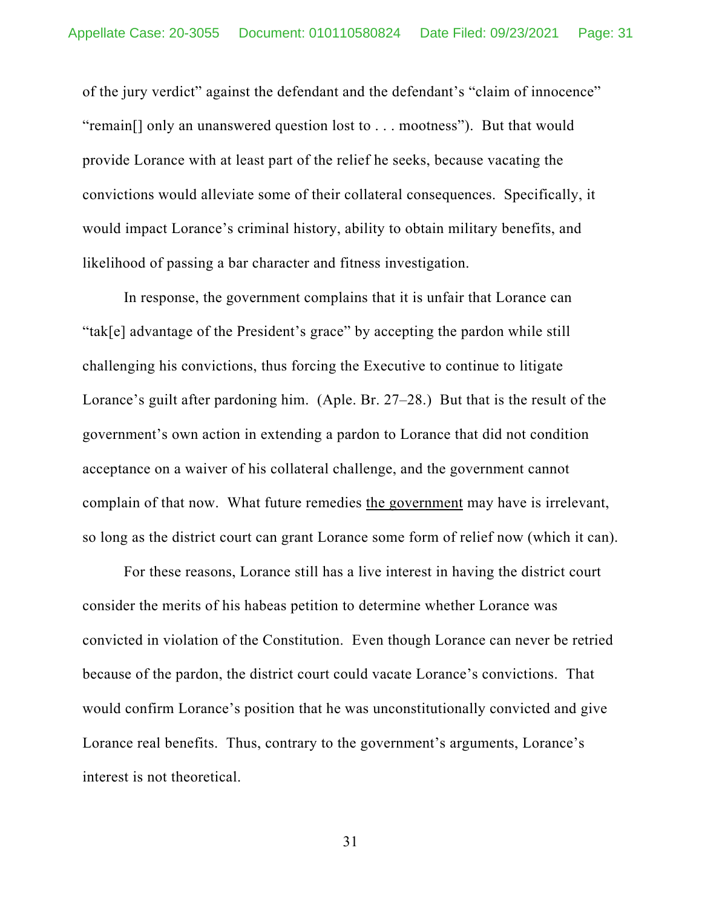of the jury verdict" against the defendant and the defendant's "claim of innocence" "remain[] only an unanswered question lost to . . . mootness"). But that would provide Lorance with at least part of the relief he seeks, because vacating the convictions would alleviate some of their collateral consequences. Specifically, it would impact Lorance's criminal history, ability to obtain military benefits, and likelihood of passing a bar character and fitness investigation.

In response, the government complains that it is unfair that Lorance can "tak[e] advantage of the President's grace" by accepting the pardon while still challenging his convictions, thus forcing the Executive to continue to litigate Lorance's guilt after pardoning him. (Aple. Br. 27–28.) But that is the result of the government's own action in extending a pardon to Lorance that did not condition acceptance on a waiver of his collateral challenge, and the government cannot complain of that now. What future remedies <u>the government</u> may have is irrelevant, so long as the district court can grant Lorance some form of relief now (which it can).

For these reasons, Lorance still has a live interest in having the district court consider the merits of his habeas petition to determine whether Lorance was convicted in violation of the Constitution. Even though Lorance can never be retried because of the pardon, the district court could vacate Lorance's convictions. That would confirm Lorance's position that he was unconstitutionally convicted and give Lorance real benefits. Thus, contrary to the government's arguments, Lorance's interest is not theoretical.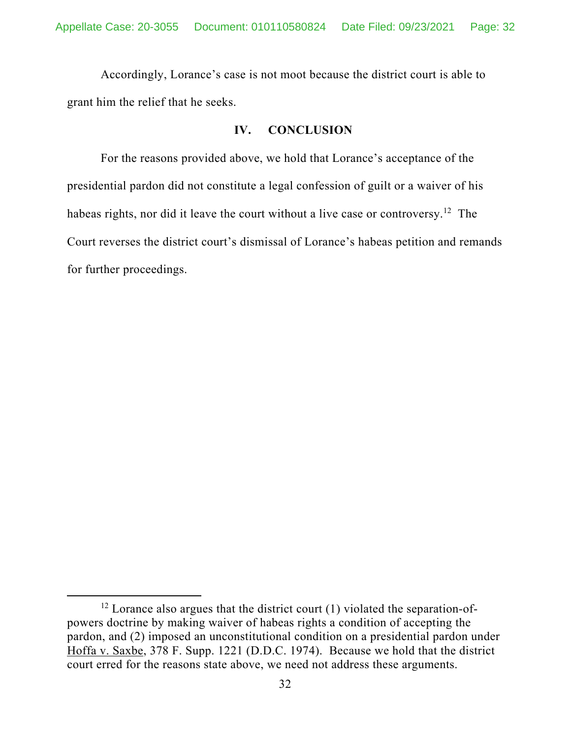Accordingly, Lorance's case is not moot because the district court is able to grant him the relief that he seeks.

## IV. CONCLUSION

For the reasons provided above, we hold that Lorance's acceptance of the presidential pardon did not constitute a legal confession of guilt or a waiver of his habeas rights, nor did it leave the court without a live case or controversy.[12] The Court reverses the district court's dismissal of Lorance's habeas petition and remands for further proceedings.

---

[12] Lorance also argues that the district court (1) violated the separation-of-powers doctrine by making waiver of habeas rights a condition of accepting the pardon, and (2) imposed an unconstitutional condition on a presidential pardon under Hoffa v. Saxbe, 378 F. Supp. 1221 (D.D.C. 1974). Because we hold that the district court erred for the reasons state above, we need not address these arguments.